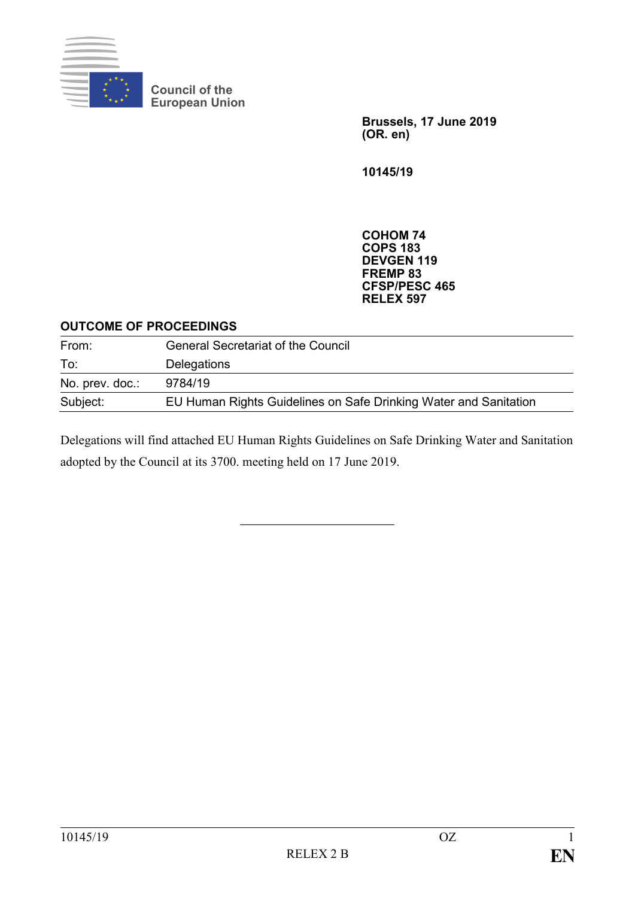Council of the European Union

**Brussels, 17 June 2019**
**(OR. en)**

**10145/19**

**COHOM 74**
**COPS 183**
**DEVGEN 119**
**FREMP 83**
**CFSP/PESC 465**
**RELEX 597**

**OUTCOME OF PROCEEDINGS**

| | |
|---|---|
| From: | General Secretariat of the Council |
| To: | Delegations |
| No. prev. doc.: | 9784/19 |
| Subject: | EU Human Rights Guidelines on Safe Drinking Water and Sanitation |

Delegations will find attached EU Human Rights Guidelines on Safe Drinking Water and Sanitation adopted by the Council at its 3700. meeting held on 17 June 2019.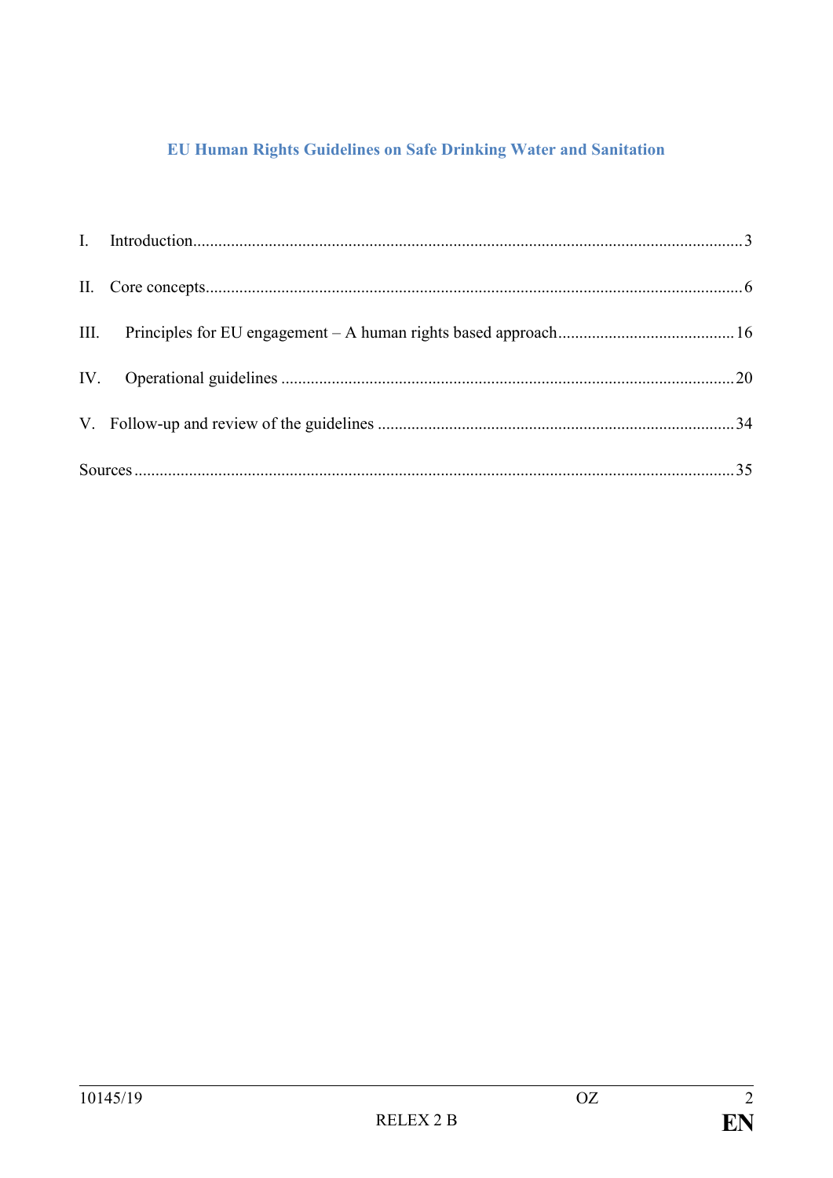# EU Human Rights Guidelines on Safe Drinking Water and Sanitation

I. Introduction .......... 3

II. Core concepts .......... 6

III. Principles for EU engagement – A human rights based approach .......... 16

IV. Operational guidelines .......... 20

V. Follow-up and review of the guidelines .......... 34

Sources .......... 35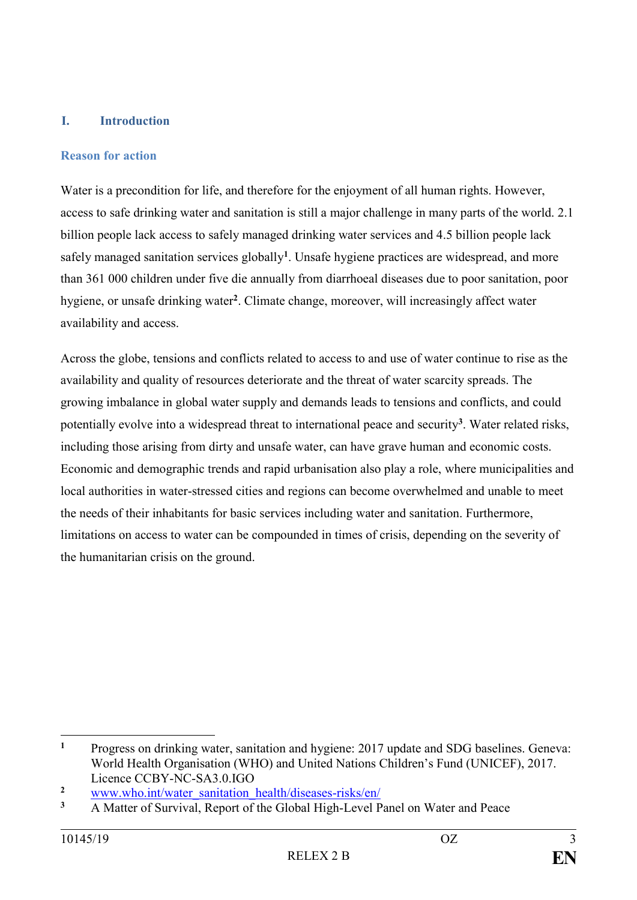## I. Introduction

### Reason for action

Water is a precondition for life, and therefore for the enjoyment of all human rights. However, access to safe drinking water and sanitation is still a major challenge in many parts of the world. 2.1 billion people lack access to safely managed drinking water services and 4.5 billion people lack safely managed sanitation services globally[1]. Unsafe hygiene practices are widespread, and more than 361 000 children under five die annually from diarrhoeal diseases due to poor sanitation, poor hygiene, or unsafe drinking water[2]. Climate change, moreover, will increasingly affect water availability and access.

Across the globe, tensions and conflicts related to access to and use of water continue to rise as the availability and quality of resources deteriorate and the threat of water scarcity spreads. The growing imbalance in global water supply and demands leads to tensions and conflicts, and could potentially evolve into a widespread threat to international peace and security[3]. Water related risks, including those arising from dirty and unsafe water, can have grave human and economic costs. Economic and demographic trends and rapid urbanisation also play a role, where municipalities and local authorities in water-stressed cities and regions can become overwhelmed and unable to meet the needs of their inhabitants for basic services including water and sanitation. Furthermore, limitations on access to water can be compounded in times of crisis, depending on the severity of the humanitarian crisis on the ground.

---

[1] Progress on drinking water, sanitation and hygiene: 2017 update and SDG baselines. Geneva: World Health Organisation (WHO) and United Nations Children's Fund (UNICEF), 2017. Licence CCBY-NC-SA3.0.IGO

[2] www.who.int/water_sanitation_health/diseases-risks/en/

[3] A Matter of Survival, Report of the Global High-Level Panel on Water and Peace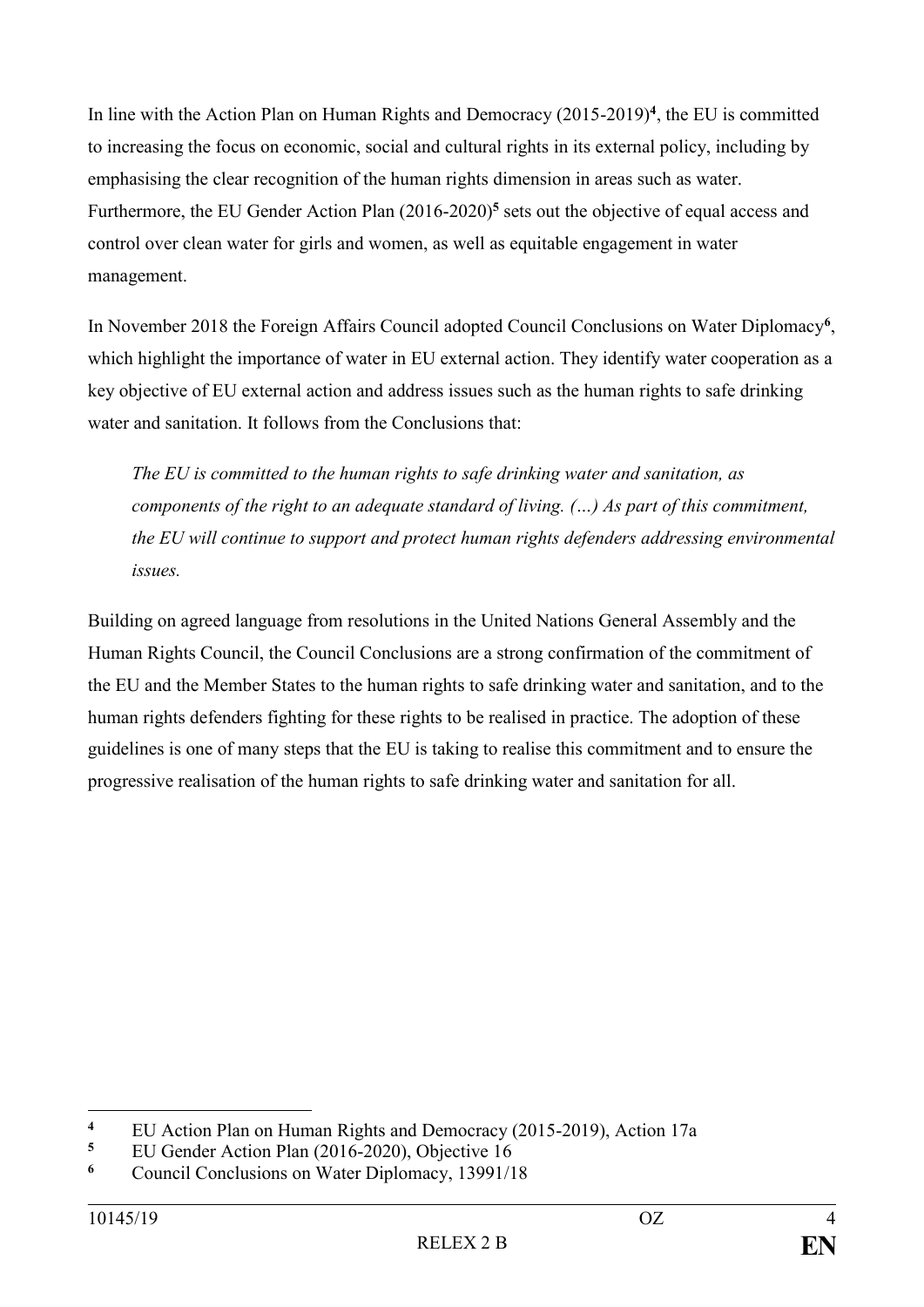In line with the Action Plan on Human Rights and Democracy (2015-2019)[4], the EU is committed to increasing the focus on economic, social and cultural rights in its external policy, including by emphasising the clear recognition of the human rights dimension in areas such as water. Furthermore, the EU Gender Action Plan (2016-2020)[5] sets out the objective of equal access and control over clean water for girls and women, as well as equitable engagement in water management.

In November 2018 the Foreign Affairs Council adopted Council Conclusions on Water Diplomacy[6], which highlight the importance of water in EU external action. They identify water cooperation as a key objective of EU external action and address issues such as the human rights to safe drinking water and sanitation. It follows from the Conclusions that:

> *The EU is committed to the human rights to safe drinking water and sanitation, as components of the right to an adequate standard of living. (…) As part of this commitment, the EU will continue to support and protect human rights defenders addressing environmental issues.*

Building on agreed language from resolutions in the United Nations General Assembly and the Human Rights Council, the Council Conclusions are a strong confirmation of the commitment of the EU and the Member States to the human rights to safe drinking water and sanitation, and to the human rights defenders fighting for these rights to be realised in practice. The adoption of these guidelines is one of many steps that the EU is taking to realise this commitment and to ensure the progressive realisation of the human rights to safe drinking water and sanitation for all.

---

[4] EU Action Plan on Human Rights and Democracy (2015-2019), Action 17a

[5] EU Gender Action Plan (2016-2020), Objective 16

[6] Council Conclusions on Water Diplomacy, 13991/18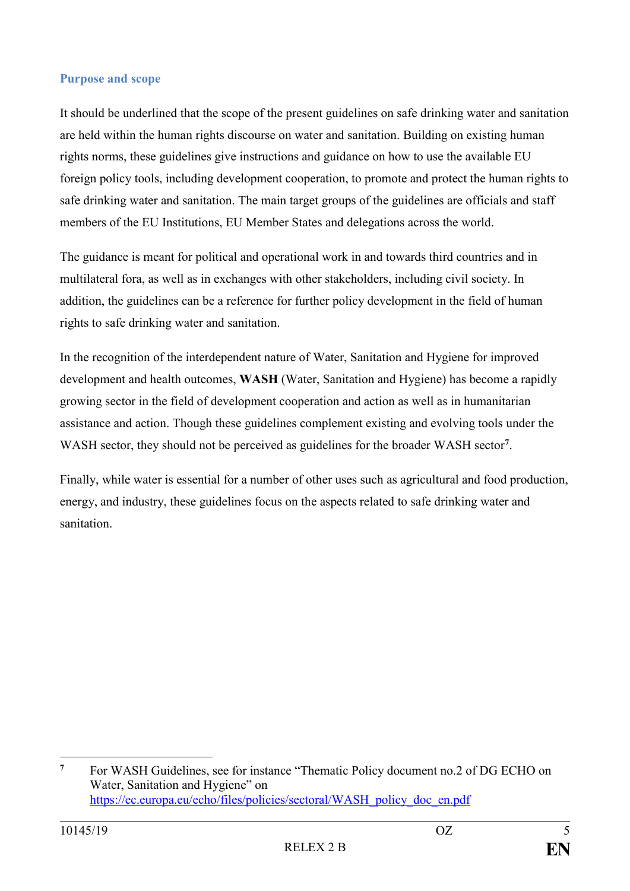## Purpose and scope

It should be underlined that the scope of the present guidelines on safe drinking water and sanitation are held within the human rights discourse on water and sanitation. Building on existing human rights norms, these guidelines give instructions and guidance on how to use the available EU foreign policy tools, including development cooperation, to promote and protect the human rights to safe drinking water and sanitation. The main target groups of the guidelines are officials and staff members of the EU Institutions, EU Member States and delegations across the world.

The guidance is meant for political and operational work in and towards third countries and in multilateral fora, as well as in exchanges with other stakeholders, including civil society. In addition, the guidelines can be a reference for further policy development in the field of human rights to safe drinking water and sanitation.

In the recognition of the interdependent nature of Water, Sanitation and Hygiene for improved development and health outcomes, **WASH** (Water, Sanitation and Hygiene) has become a rapidly growing sector in the field of development cooperation and action as well as in humanitarian assistance and action. Though these guidelines complement existing and evolving tools under the WASH sector, they should not be perceived as guidelines for the broader WASH sector[7].

Finally, while water is essential for a number of other uses such as agricultural and food production, energy, and industry, these guidelines focus on the aspects related to safe drinking water and sanitation.

---

[7] For WASH Guidelines, see for instance "Thematic Policy document no.2 of DG ECHO on Water, Sanitation and Hygiene" on https://ec.europa.eu/echo/files/policies/sectoral/WASH_policy_doc_en.pdf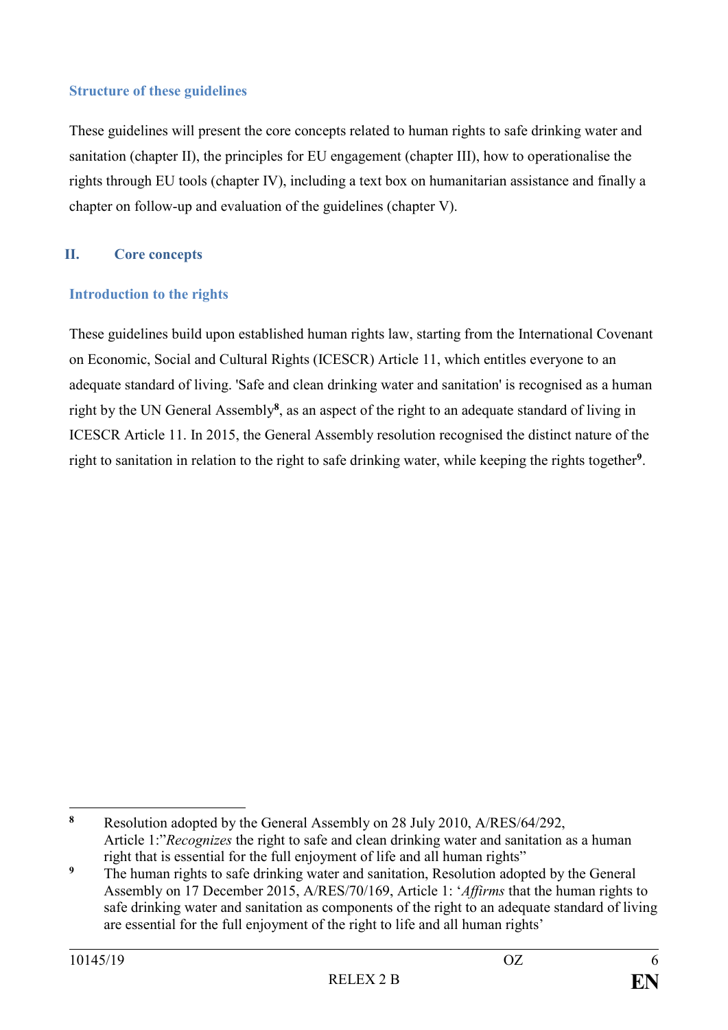### Structure of these guidelines

These guidelines will present the core concepts related to human rights to safe drinking water and sanitation (chapter II), the principles for EU engagement (chapter III), how to operationalise the rights through EU tools (chapter IV), including a text box on humanitarian assistance and finally a chapter on follow-up and evaluation of the guidelines (chapter V).

## II. Core concepts

### Introduction to the rights

These guidelines build upon established human rights law, starting from the International Covenant on Economic, Social and Cultural Rights (ICESCR) Article 11, which entitles everyone to an adequate standard of living. 'Safe and clean drinking water and sanitation' is recognised as a human right by the UN General Assembly[8], as an aspect of the right to an adequate standard of living in ICESCR Article 11. In 2015, the General Assembly resolution recognised the distinct nature of the right to sanitation in relation to the right to safe drinking water, while keeping the rights together[9].

---

[8] Resolution adopted by the General Assembly on 28 July 2010, A/RES/64/292, Article 1:"*Recognizes* the right to safe and clean drinking water and sanitation as a human right that is essential for the full enjoyment of life and all human rights"

[9] The human rights to safe drinking water and sanitation, Resolution adopted by the General Assembly on 17 December 2015, A/RES/70/169, Article 1: '*Affirms* that the human rights to safe drinking water and sanitation as components of the right to an adequate standard of living are essential for the full enjoyment of the right to life and all human rights'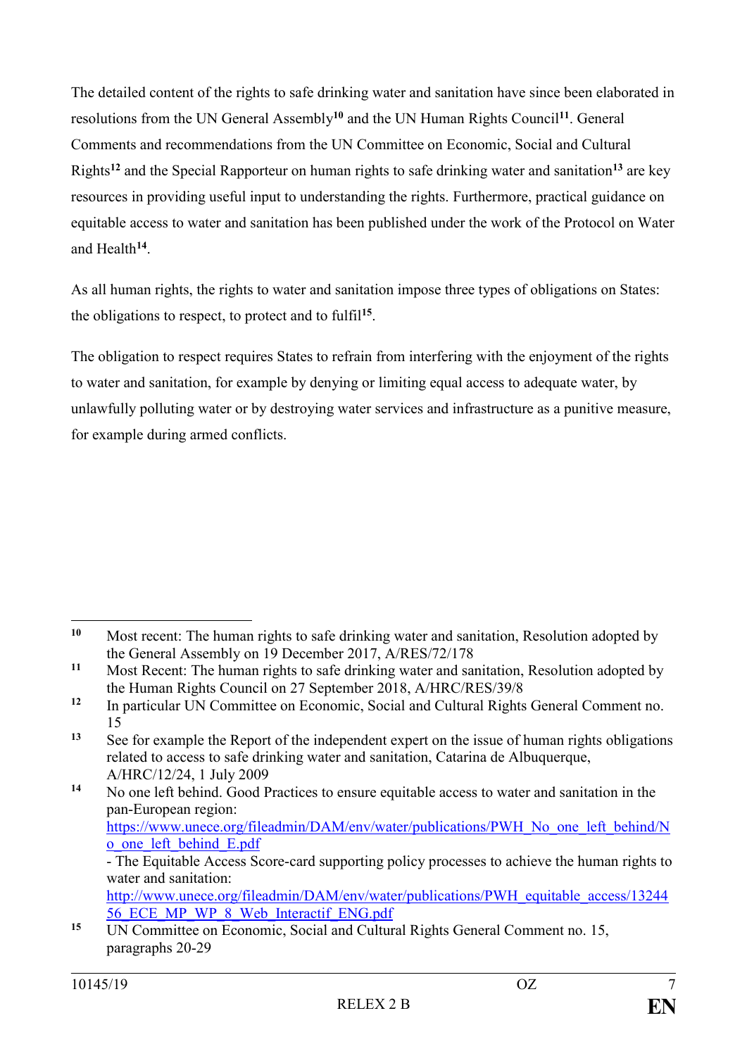The detailed content of the rights to safe drinking water and sanitation have since been elaborated in resolutions from the UN General Assembly[10] and the UN Human Rights Council[11]. General Comments and recommendations from the UN Committee on Economic, Social and Cultural Rights[12] and the Special Rapporteur on human rights to safe drinking water and sanitation[13] are key resources in providing useful input to understanding the rights. Furthermore, practical guidance on equitable access to water and sanitation has been published under the work of the Protocol on Water and Health[14].

As all human rights, the rights to water and sanitation impose three types of obligations on States: the obligations to respect, to protect and to fulfil[15].

The obligation to respect requires States to refrain from interfering with the enjoyment of the rights to water and sanitation, for example by denying or limiting equal access to adequate water, by unlawfully polluting water or by destroying water services and infrastructure as a punitive measure, for example during armed conflicts.

---

[10] Most recent: The human rights to safe drinking water and sanitation, Resolution adopted by the General Assembly on 19 December 2017, A/RES/72/178

[11] Most Recent: The human rights to safe drinking water and sanitation, Resolution adopted by the Human Rights Council on 27 September 2018, A/HRC/RES/39/8

[12] In particular UN Committee on Economic, Social and Cultural Rights General Comment no. 15

[13] See for example the Report of the independent expert on the issue of human rights obligations related to access to safe drinking water and sanitation, Catarina de Albuquerque, A/HRC/12/24, 1 July 2009

[14] No one left behind. Good Practices to ensure equitable access to water and sanitation in the pan-European region: https://www.unece.org/fileadmin/DAM/env/water/publications/PWH_No_one_left_behind/No_one_left_behind_E.pdf
- The Equitable Access Score-card supporting policy processes to achieve the human rights to water and sanitation: http://www.unece.org/fileadmin/DAM/env/water/publications/PWH_equitable_access/1324456_ECE_MP_WP_8_Web_Interactif_ENG.pdf

[15] UN Committee on Economic, Social and Cultural Rights General Comment no. 15, paragraphs 20-29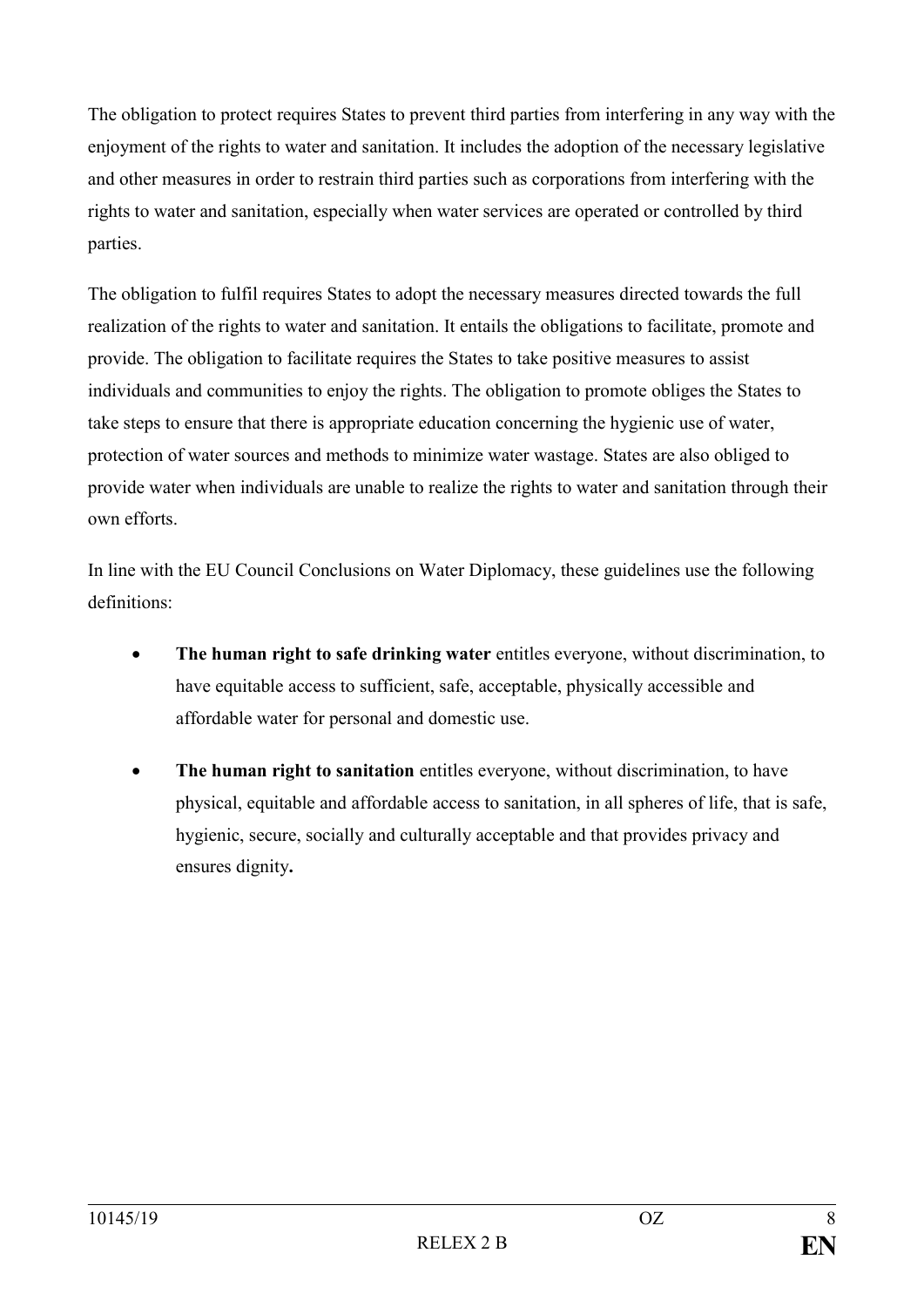The obligation to protect requires States to prevent third parties from interfering in any way with the enjoyment of the rights to water and sanitation. It includes the adoption of the necessary legislative and other measures in order to restrain third parties such as corporations from interfering with the rights to water and sanitation, especially when water services are operated or controlled by third parties.

The obligation to fulfil requires States to adopt the necessary measures directed towards the full realization of the rights to water and sanitation. It entails the obligations to facilitate, promote and provide. The obligation to facilitate requires the States to take positive measures to assist individuals and communities to enjoy the rights. The obligation to promote obliges the States to take steps to ensure that there is appropriate education concerning the hygienic use of water, protection of water sources and methods to minimize water wastage. States are also obliged to provide water when individuals are unable to realize the rights to water and sanitation through their own efforts.

In line with the EU Council Conclusions on Water Diplomacy, these guidelines use the following definitions:

- **The human right to safe drinking water** entitles everyone, without discrimination, to have equitable access to sufficient, safe, acceptable, physically accessible and affordable water for personal and domestic use.
- **The human right to sanitation** entitles everyone, without discrimination, to have physical, equitable and affordable access to sanitation, in all spheres of life, that is safe, hygienic, secure, socially and culturally acceptable and that provides privacy and ensures dignity**.**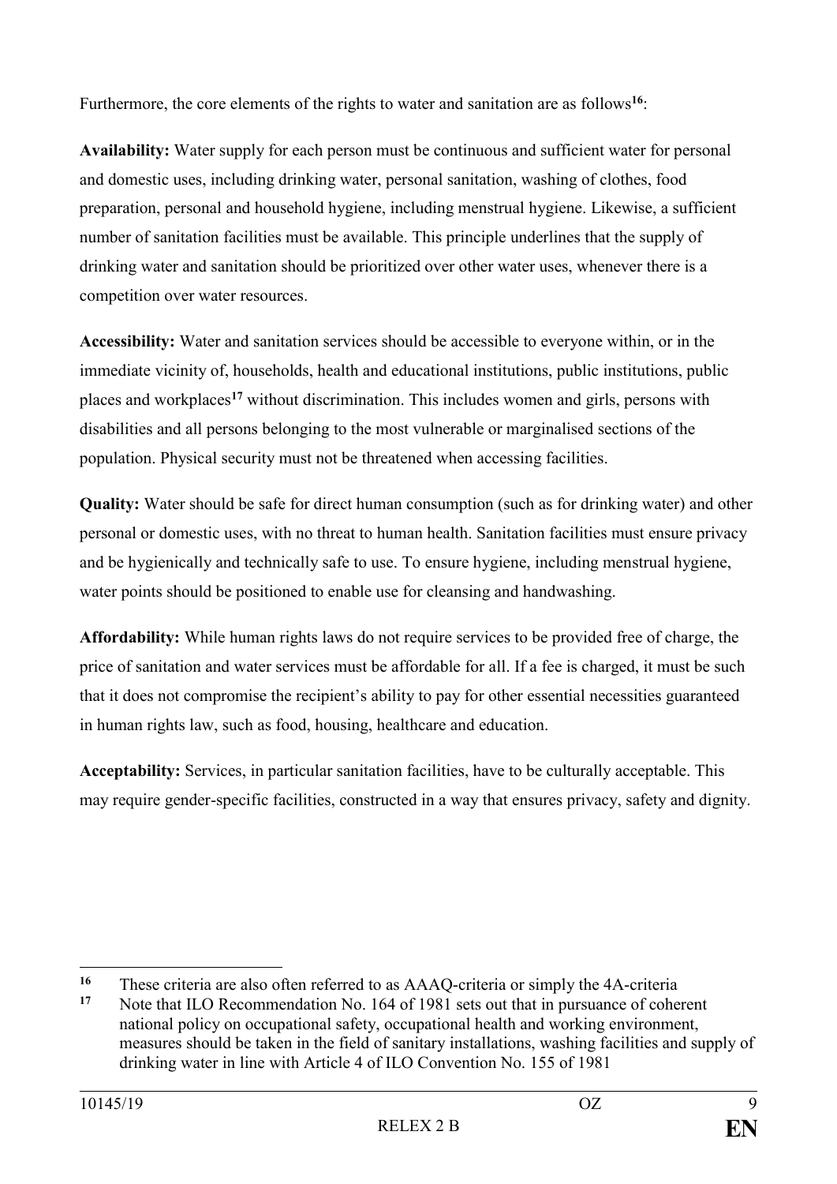Furthermore, the core elements of the rights to water and sanitation are as follows[16]:

**Availability:** Water supply for each person must be continuous and sufficient water for personal and domestic uses, including drinking water, personal sanitation, washing of clothes, food preparation, personal and household hygiene, including menstrual hygiene. Likewise, a sufficient number of sanitation facilities must be available. This principle underlines that the supply of drinking water and sanitation should be prioritized over other water uses, whenever there is a competition over water resources.

**Accessibility:** Water and sanitation services should be accessible to everyone within, or in the immediate vicinity of, households, health and educational institutions, public institutions, public places and workplaces[17] without discrimination. This includes women and girls, persons with disabilities and all persons belonging to the most vulnerable or marginalised sections of the population. Physical security must not be threatened when accessing facilities.

**Quality:** Water should be safe for direct human consumption (such as for drinking water) and other personal or domestic uses, with no threat to human health. Sanitation facilities must ensure privacy and be hygienically and technically safe to use. To ensure hygiene, including menstrual hygiene, water points should be positioned to enable use for cleansing and handwashing.

**Affordability:** While human rights laws do not require services to be provided free of charge, the price of sanitation and water services must be affordable for all. If a fee is charged, it must be such that it does not compromise the recipient's ability to pay for other essential necessities guaranteed in human rights law, such as food, housing, healthcare and education.

**Acceptability:** Services, in particular sanitation facilities, have to be culturally acceptable. This may require gender-specific facilities, constructed in a way that ensures privacy, safety and dignity.

---

[16] These criteria are also often referred to as AAAQ-criteria or simply the 4A-criteria

[17] Note that ILO Recommendation No. 164 of 1981 sets out that in pursuance of coherent national policy on occupational safety, occupational health and working environment, measures should be taken in the field of sanitary installations, washing facilities and supply of drinking water in line with Article 4 of ILO Convention No. 155 of 1981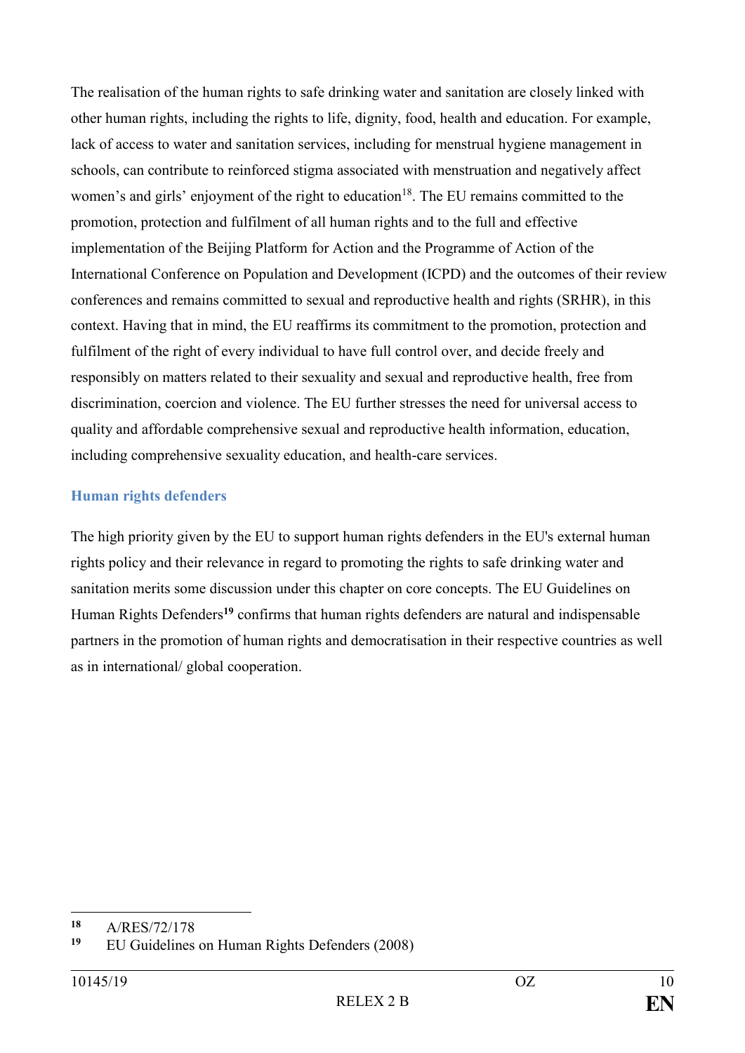The realisation of the human rights to safe drinking water and sanitation are closely linked with other human rights, including the rights to life, dignity, food, health and education. For example, lack of access to water and sanitation services, including for menstrual hygiene management in schools, can contribute to reinforced stigma associated with menstruation and negatively affect women's and girls' enjoyment of the right to education[18]. The EU remains committed to the promotion, protection and fulfilment of all human rights and to the full and effective implementation of the Beijing Platform for Action and the Programme of Action of the International Conference on Population and Development (ICPD) and the outcomes of their review conferences and remains committed to sexual and reproductive health and rights (SRHR), in this context. Having that in mind, the EU reaffirms its commitment to the promotion, protection and fulfilment of the right of every individual to have full control over, and decide freely and responsibly on matters related to their sexuality and sexual and reproductive health, free from discrimination, coercion and violence. The EU further stresses the need for universal access to quality and affordable comprehensive sexual and reproductive health information, education, including comprehensive sexuality education, and health-care services.

### Human rights defenders

The high priority given by the EU to support human rights defenders in the EU's external human rights policy and their relevance in regard to promoting the rights to safe drinking water and sanitation merits some discussion under this chapter on core concepts. The EU Guidelines on Human Rights Defenders[19] confirms that human rights defenders are natural and indispensable partners in the promotion of human rights and democratisation in their respective countries as well as in international/ global cooperation.

---

[18] A/RES/72/178

[19] EU Guidelines on Human Rights Defenders (2008)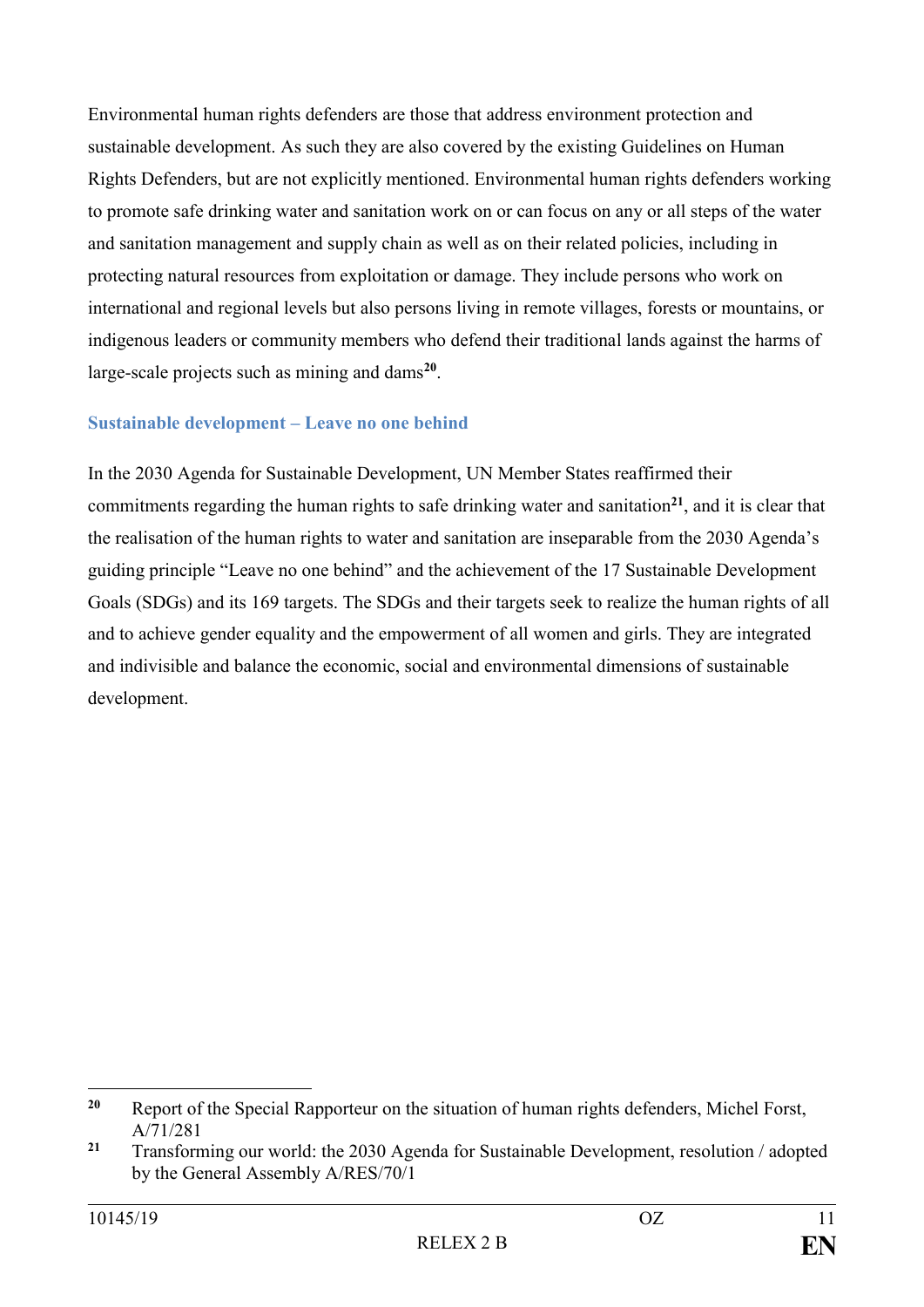Environmental human rights defenders are those that address environment protection and sustainable development. As such they are also covered by the existing Guidelines on Human Rights Defenders, but are not explicitly mentioned. Environmental human rights defenders working to promote safe drinking water and sanitation work on or can focus on any or all steps of the water and sanitation management and supply chain as well as on their related policies, including in protecting natural resources from exploitation or damage. They include persons who work on international and regional levels but also persons living in remote villages, forests or mountains, or indigenous leaders or community members who defend their traditional lands against the harms of large-scale projects such as mining and dams[20].

### Sustainable development – Leave no one behind

In the 2030 Agenda for Sustainable Development, UN Member States reaffirmed their commitments regarding the human rights to safe drinking water and sanitation[21], and it is clear that the realisation of the human rights to water and sanitation are inseparable from the 2030 Agenda's guiding principle "Leave no one behind" and the achievement of the 17 Sustainable Development Goals (SDGs) and its 169 targets. The SDGs and their targets seek to realize the human rights of all and to achieve gender equality and the empowerment of all women and girls. They are integrated and indivisible and balance the economic, social and environmental dimensions of sustainable development.

---

[20] Report of the Special Rapporteur on the situation of human rights defenders, Michel Forst, A/71/281

[21] Transforming our world: the 2030 Agenda for Sustainable Development, resolution / adopted by the General Assembly A/RES/70/1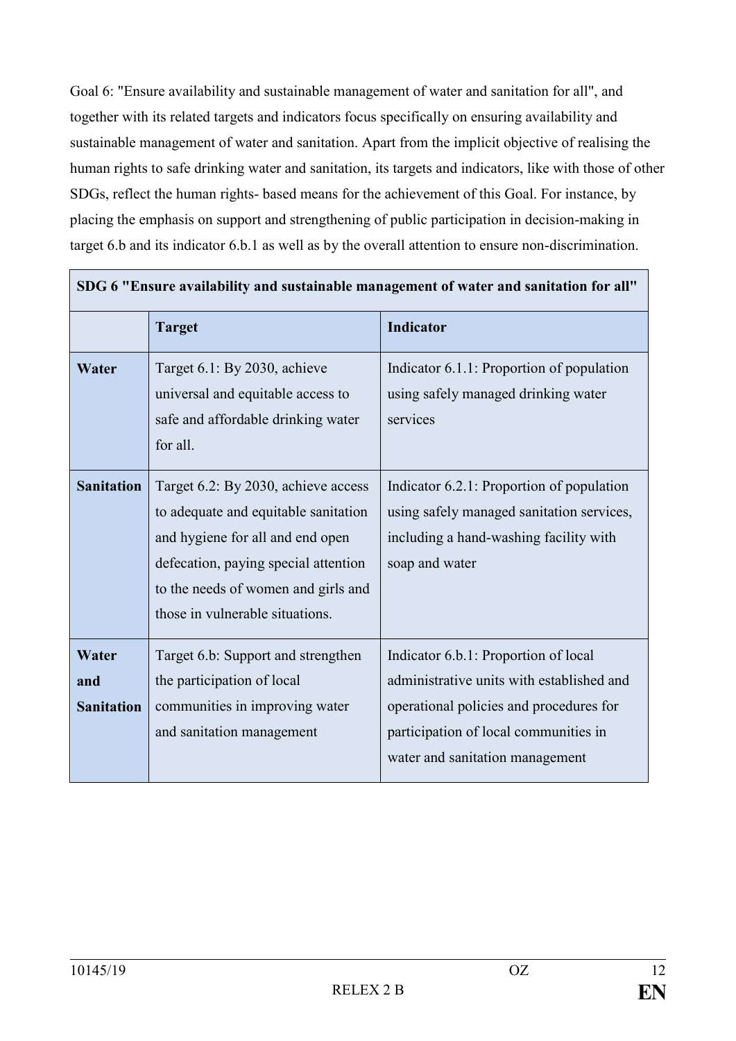Goal 6: "Ensure availability and sustainable management of water and sanitation for all", and together with its related targets and indicators focus specifically on ensuring availability and sustainable management of water and sanitation. Apart from the implicit objective of realising the human rights to safe drinking water and sanitation, its targets and indicators, like with those of other SDGs, reflect the human rights- based means for the achievement of this Goal. For instance, by placing the emphasis on support and strengthening of public participation in decision-making in target 6.b and its indicator 6.b.1 as well as by the overall attention to ensure non-discrimination.

| **SDG 6 "Ensure availability and sustainable management of water and sanitation for all"** | | |
|---|---|---|
| | **Target** | **Indicator** |
| **Water** | Target 6.1: By 2030, achieve universal and equitable access to safe and affordable drinking water for all. | Indicator 6.1.1: Proportion of population using safely managed drinking water services |
| **Sanitation** | Target 6.2: By 2030, achieve access to adequate and equitable sanitation and hygiene for all and end open defecation, paying special attention to the needs of women and girls and those in vulnerable situations. | Indicator 6.2.1: Proportion of population using safely managed sanitation services, including a hand-washing facility with soap and water |
| **Water and Sanitation** | Target 6.b: Support and strengthen the participation of local communities in improving water and sanitation management | Indicator 6.b.1: Proportion of local administrative units with established and operational policies and procedures for participation of local communities in water and sanitation management |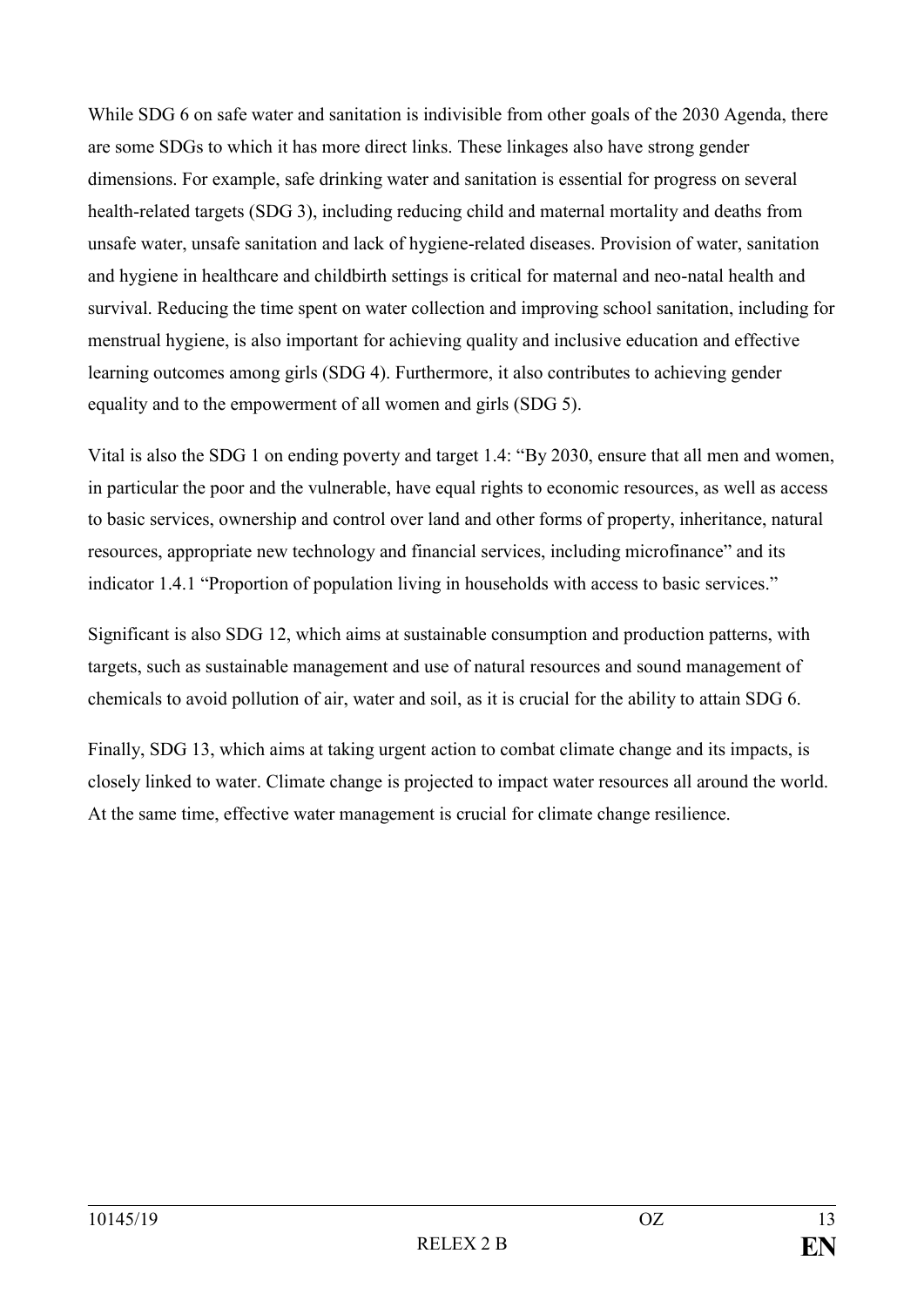While SDG 6 on safe water and sanitation is indivisible from other goals of the 2030 Agenda, there are some SDGs to which it has more direct links. These linkages also have strong gender dimensions. For example, safe drinking water and sanitation is essential for progress on several health-related targets (SDG 3), including reducing child and maternal mortality and deaths from unsafe water, unsafe sanitation and lack of hygiene-related diseases. Provision of water, sanitation and hygiene in healthcare and childbirth settings is critical for maternal and neo-natal health and survival. Reducing the time spent on water collection and improving school sanitation, including for menstrual hygiene, is also important for achieving quality and inclusive education and effective learning outcomes among girls (SDG 4). Furthermore, it also contributes to achieving gender equality and to the empowerment of all women and girls (SDG 5).

Vital is also the SDG 1 on ending poverty and target 1.4: "By 2030, ensure that all men and women, in particular the poor and the vulnerable, have equal rights to economic resources, as well as access to basic services, ownership and control over land and other forms of property, inheritance, natural resources, appropriate new technology and financial services, including microfinance" and its indicator 1.4.1 "Proportion of population living in households with access to basic services."

Significant is also SDG 12, which aims at sustainable consumption and production patterns, with targets, such as sustainable management and use of natural resources and sound management of chemicals to avoid pollution of air, water and soil, as it is crucial for the ability to attain SDG 6.

Finally, SDG 13, which aims at taking urgent action to combat climate change and its impacts, is closely linked to water. Climate change is projected to impact water resources all around the world. At the same time, effective water management is crucial for climate change resilience.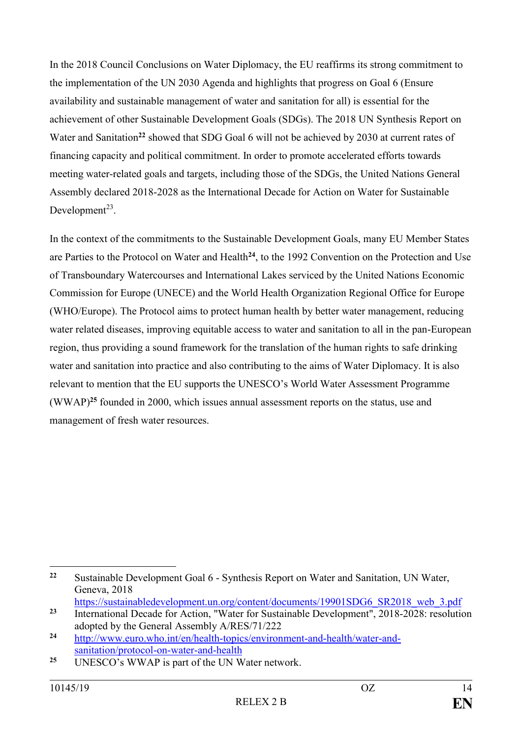In the 2018 Council Conclusions on Water Diplomacy, the EU reaffirms its strong commitment to the implementation of the UN 2030 Agenda and highlights that progress on Goal 6 (Ensure availability and sustainable management of water and sanitation for all) is essential for the achievement of other Sustainable Development Goals (SDGs). The 2018 UN Synthesis Report on Water and Sanitation[22] showed that SDG Goal 6 will not be achieved by 2030 at current rates of financing capacity and political commitment. In order to promote accelerated efforts towards meeting water-related goals and targets, including those of the SDGs, the United Nations General Assembly declared 2018-2028 as the International Decade for Action on Water for Sustainable Development[23].

In the context of the commitments to the Sustainable Development Goals, many EU Member States are Parties to the Protocol on Water and Health[24], to the 1992 Convention on the Protection and Use of Transboundary Watercourses and International Lakes serviced by the United Nations Economic Commission for Europe (UNECE) and the World Health Organization Regional Office for Europe (WHO/Europe). The Protocol aims to protect human health by better water management, reducing water related diseases, improving equitable access to water and sanitation to all in the pan-European region, thus providing a sound framework for the translation of the human rights to safe drinking water and sanitation into practice and also contributing to the aims of Water Diplomacy. It is also relevant to mention that the EU supports the UNESCO's World Water Assessment Programme (WWAP)[25] founded in 2000, which issues annual assessment reports on the status, use and management of fresh water resources.

---

[22] Sustainable Development Goal 6 - Synthesis Report on Water and Sanitation, UN Water, Geneva, 2018 https://sustainabledevelopment.un.org/content/documents/19901SDG6_SR2018_web_3.pdf

[23] International Decade for Action, "Water for Sustainable Development", 2018-2028: resolution adopted by the General Assembly A/RES/71/222

[24] http://www.euro.who.int/en/health-topics/environment-and-health/water-and-sanitation/protocol-on-water-and-health

[25] UNESCO's WWAP is part of the UN Water network.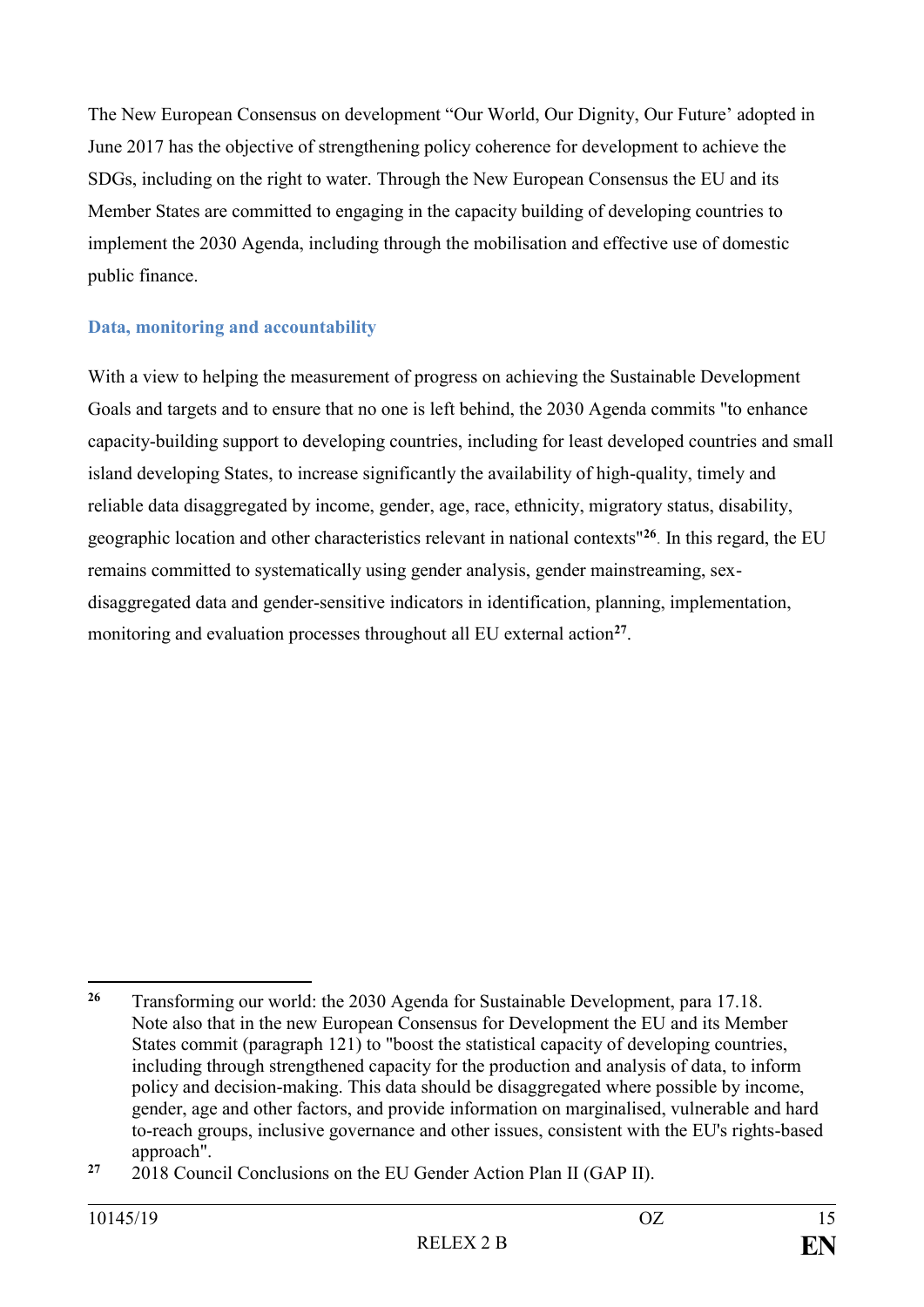The New European Consensus on development "Our World, Our Dignity, Our Future' adopted in June 2017 has the objective of strengthening policy coherence for development to achieve the SDGs, including on the right to water. Through the New European Consensus the EU and its Member States are committed to engaging in the capacity building of developing countries to implement the 2030 Agenda, including through the mobilisation and effective use of domestic public finance.

### Data, monitoring and accountability

With a view to helping the measurement of progress on achieving the Sustainable Development Goals and targets and to ensure that no one is left behind, the 2030 Agenda commits "to enhance capacity-building support to developing countries, including for least developed countries and small island developing States, to increase significantly the availability of high-quality, timely and reliable data disaggregated by income, gender, age, race, ethnicity, migratory status, disability, geographic location and other characteristics relevant in national contexts"[26]. In this regard, the EU remains committed to systematically using gender analysis, gender mainstreaming, sex-disaggregated data and gender-sensitive indicators in identification, planning, implementation, monitoring and evaluation processes throughout all EU external action[27].

---

[26] Transforming our world: the 2030 Agenda for Sustainable Development, para 17.18. Note also that in the new European Consensus for Development the EU and its Member States commit (paragraph 121) to "boost the statistical capacity of developing countries, including through strengthened capacity for the production and analysis of data, to inform policy and decision-making. This data should be disaggregated where possible by income, gender, age and other factors, and provide information on marginalised, vulnerable and hard to-reach groups, inclusive governance and other issues, consistent with the EU's rights-based approach".

[27] 2018 Council Conclusions on the EU Gender Action Plan II (GAP II).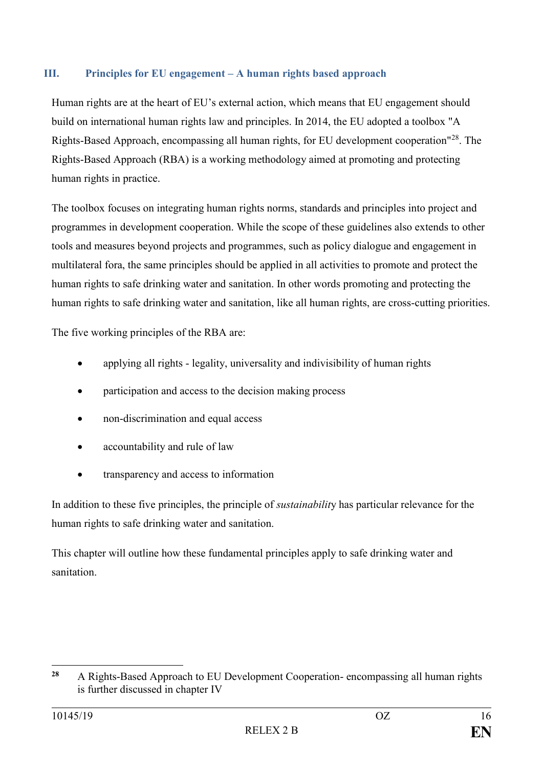## III. Principles for EU engagement – A human rights based approach

Human rights are at the heart of EU's external action, which means that EU engagement should build on international human rights law and principles. In 2014, the EU adopted a toolbox "A Rights-Based Approach, encompassing all human rights, for EU development cooperation"[28]. The Rights-Based Approach (RBA) is a working methodology aimed at promoting and protecting human rights in practice.

The toolbox focuses on integrating human rights norms, standards and principles into project and programmes in development cooperation. While the scope of these guidelines also extends to other tools and measures beyond projects and programmes, such as policy dialogue and engagement in multilateral fora, the same principles should be applied in all activities to promote and protect the human rights to safe drinking water and sanitation. In other words promoting and protecting the human rights to safe drinking water and sanitation, like all human rights, are cross-cutting priorities.

The five working principles of the RBA are:

- applying all rights - legality, universality and indivisibility of human rights
- participation and access to the decision making process
- non-discrimination and equal access
- accountability and rule of law
- transparency and access to information

In addition to these five principles, the principle of *sustainability* has particular relevance for the human rights to safe drinking water and sanitation.

This chapter will outline how these fundamental principles apply to safe drinking water and sanitation.

---

[28] A Rights-Based Approach to EU Development Cooperation- encompassing all human rights is further discussed in chapter IV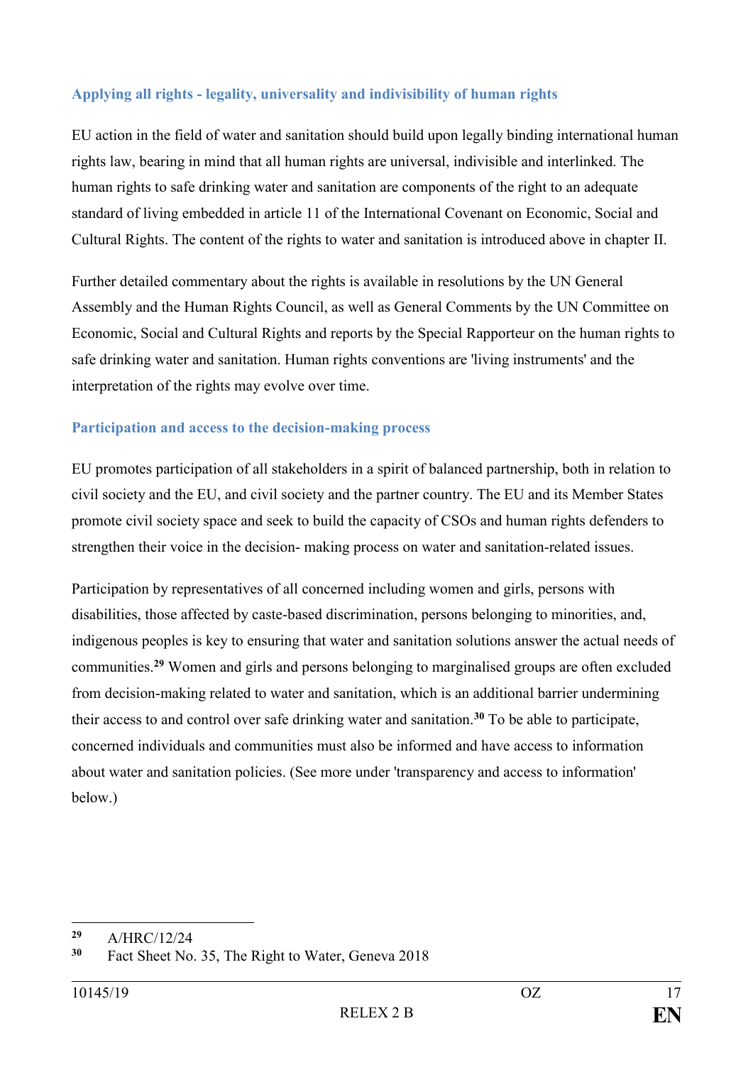### Applying all rights - legality, universality and indivisibility of human rights

EU action in the field of water and sanitation should build upon legally binding international human rights law, bearing in mind that all human rights are universal, indivisible and interlinked. The human rights to safe drinking water and sanitation are components of the right to an adequate standard of living embedded in article 11 of the International Covenant on Economic, Social and Cultural Rights. The content of the rights to water and sanitation is introduced above in chapter II.

Further detailed commentary about the rights is available in resolutions by the UN General Assembly and the Human Rights Council, as well as General Comments by the UN Committee on Economic, Social and Cultural Rights and reports by the Special Rapporteur on the human rights to safe drinking water and sanitation. Human rights conventions are 'living instruments' and the interpretation of the rights may evolve over time.

### Participation and access to the decision-making process

EU promotes participation of all stakeholders in a spirit of balanced partnership, both in relation to civil society and the EU, and civil society and the partner country. The EU and its Member States promote civil society space and seek to build the capacity of CSOs and human rights defenders to strengthen their voice in the decision- making process on water and sanitation-related issues.

Participation by representatives of all concerned including women and girls, persons with disabilities, those affected by caste-based discrimination, persons belonging to minorities, and, indigenous peoples is key to ensuring that water and sanitation solutions answer the actual needs of communities.[29] Women and girls and persons belonging to marginalised groups are often excluded from decision-making related to water and sanitation, which is an additional barrier undermining their access to and control over safe drinking water and sanitation.[30] To be able to participate, concerned individuals and communities must also be informed and have access to information about water and sanitation policies. (See more under 'transparency and access to information' below.)

---

[29] A/HRC/12/24

[30] Fact Sheet No. 35, The Right to Water, Geneva 2018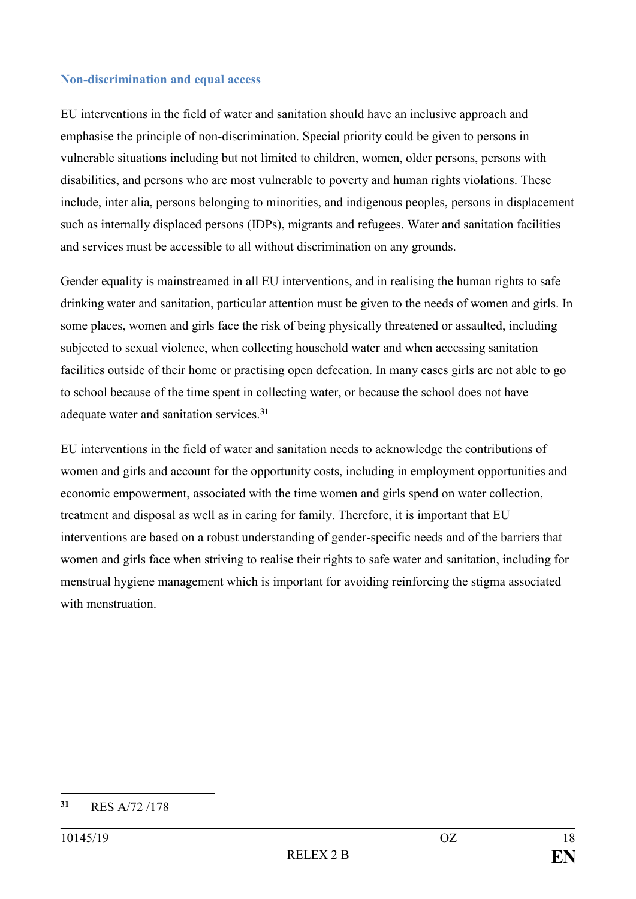### Non-discrimination and equal access

EU interventions in the field of water and sanitation should have an inclusive approach and emphasise the principle of non-discrimination. Special priority could be given to persons in vulnerable situations including but not limited to children, women, older persons, persons with disabilities, and persons who are most vulnerable to poverty and human rights violations. These include, inter alia, persons belonging to minorities, and indigenous peoples, persons in displacement such as internally displaced persons (IDPs), migrants and refugees. Water and sanitation facilities and services must be accessible to all without discrimination on any grounds.

Gender equality is mainstreamed in all EU interventions, and in realising the human rights to safe drinking water and sanitation, particular attention must be given to the needs of women and girls. In some places, women and girls face the risk of being physically threatened or assaulted, including subjected to sexual violence, when collecting household water and when accessing sanitation facilities outside of their home or practising open defecation. In many cases girls are not able to go to school because of the time spent in collecting water, or because the school does not have adequate water and sanitation services.[31]

EU interventions in the field of water and sanitation needs to acknowledge the contributions of women and girls and account for the opportunity costs, including in employment opportunities and economic empowerment, associated with the time women and girls spend on water collection, treatment and disposal as well as in caring for family. Therefore, it is important that EU interventions are based on a robust understanding of gender-specific needs and of the barriers that women and girls face when striving to realise their rights to safe water and sanitation, including for menstrual hygiene management which is important for avoiding reinforcing the stigma associated with menstruation.

---

[31] RES A/72 /178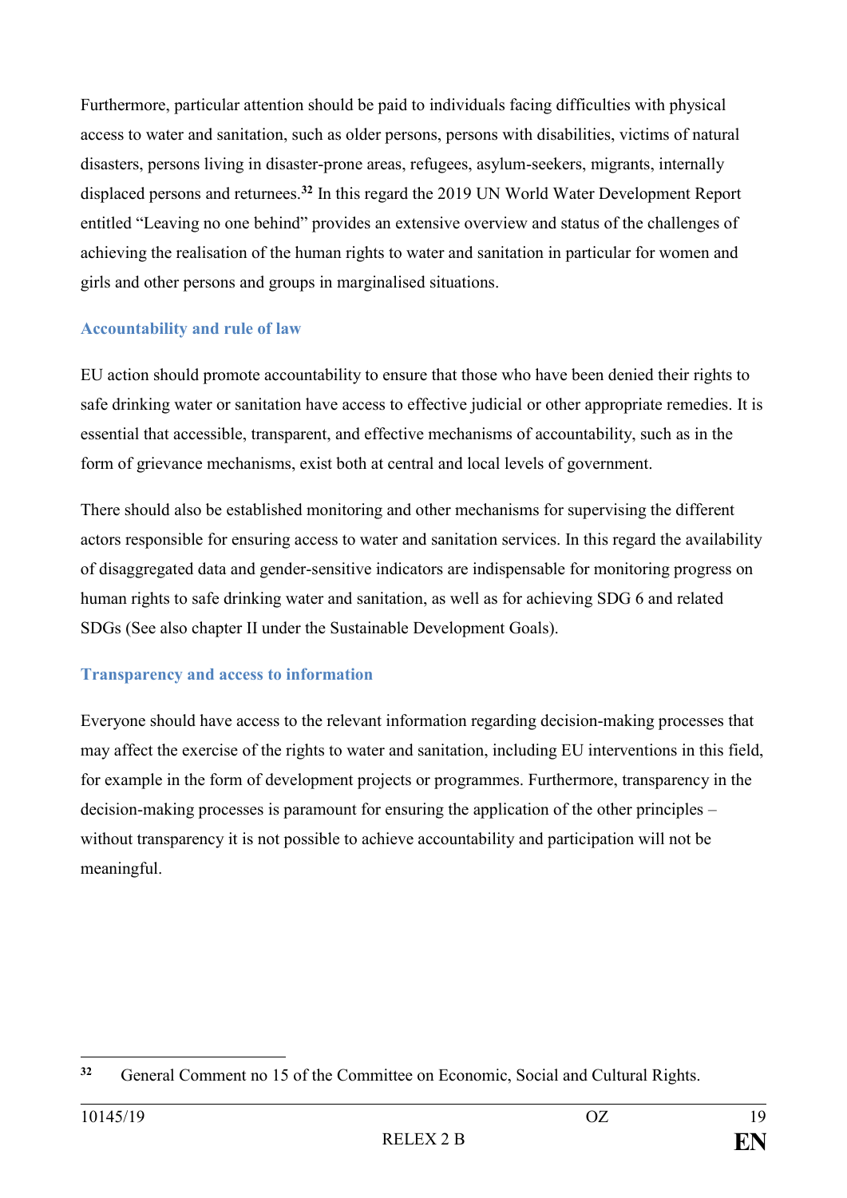Furthermore, particular attention should be paid to individuals facing difficulties with physical access to water and sanitation, such as older persons, persons with disabilities, victims of natural disasters, persons living in disaster-prone areas, refugees, asylum-seekers, migrants, internally displaced persons and returnees.[32] In this regard the 2019 UN World Water Development Report entitled "Leaving no one behind" provides an extensive overview and status of the challenges of achieving the realisation of the human rights to water and sanitation in particular for women and girls and other persons and groups in marginalised situations.

### Accountability and rule of law

EU action should promote accountability to ensure that those who have been denied their rights to safe drinking water or sanitation have access to effective judicial or other appropriate remedies. It is essential that accessible, transparent, and effective mechanisms of accountability, such as in the form of grievance mechanisms, exist both at central and local levels of government.

There should also be established monitoring and other mechanisms for supervising the different actors responsible for ensuring access to water and sanitation services. In this regard the availability of disaggregated data and gender-sensitive indicators are indispensable for monitoring progress on human rights to safe drinking water and sanitation, as well as for achieving SDG 6 and related SDGs (See also chapter II under the Sustainable Development Goals).

### Transparency and access to information

Everyone should have access to the relevant information regarding decision-making processes that may affect the exercise of the rights to water and sanitation, including EU interventions in this field, for example in the form of development projects or programmes. Furthermore, transparency in the decision-making processes is paramount for ensuring the application of the other principles – without transparency it is not possible to achieve accountability and participation will not be meaningful.

---

[32] General Comment no 15 of the Committee on Economic, Social and Cultural Rights.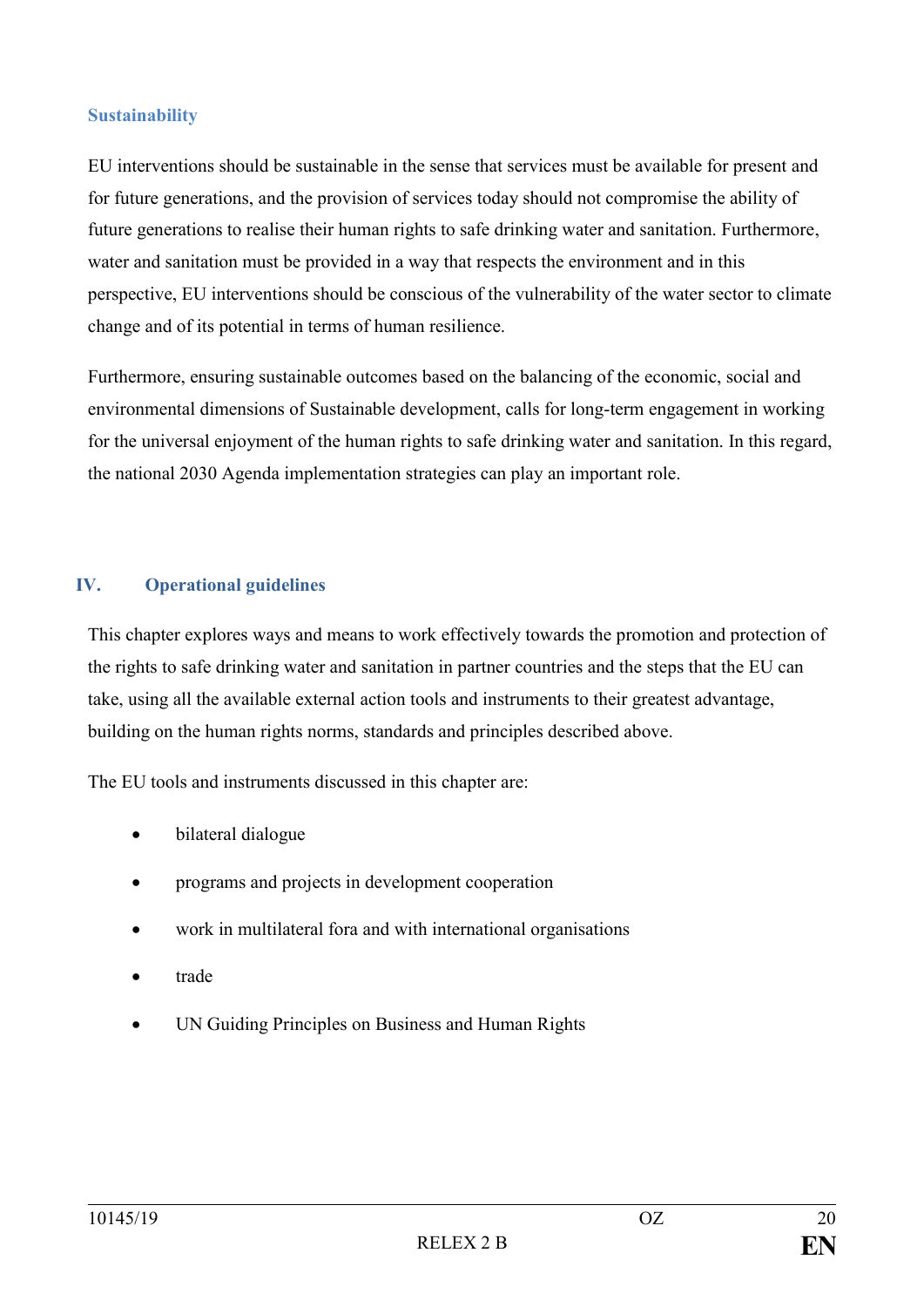### Sustainability

EU interventions should be sustainable in the sense that services must be available for present and for future generations, and the provision of services today should not compromise the ability of future generations to realise their human rights to safe drinking water and sanitation. Furthermore, water and sanitation must be provided in a way that respects the environment and in this perspective, EU interventions should be conscious of the vulnerability of the water sector to climate change and of its potential in terms of human resilience.

Furthermore, ensuring sustainable outcomes based on the balancing of the economic, social and environmental dimensions of Sustainable development, calls for long-term engagement in working for the universal enjoyment of the human rights to safe drinking water and sanitation. In this regard, the national 2030 Agenda implementation strategies can play an important role.

## IV. Operational guidelines

This chapter explores ways and means to work effectively towards the promotion and protection of the rights to safe drinking water and sanitation in partner countries and the steps that the EU can take, using all the available external action tools and instruments to their greatest advantage, building on the human rights norms, standards and principles described above.

The EU tools and instruments discussed in this chapter are:

- bilateral dialogue
- programs and projects in development cooperation
- work in multilateral fora and with international organisations
- trade
- UN Guiding Principles on Business and Human Rights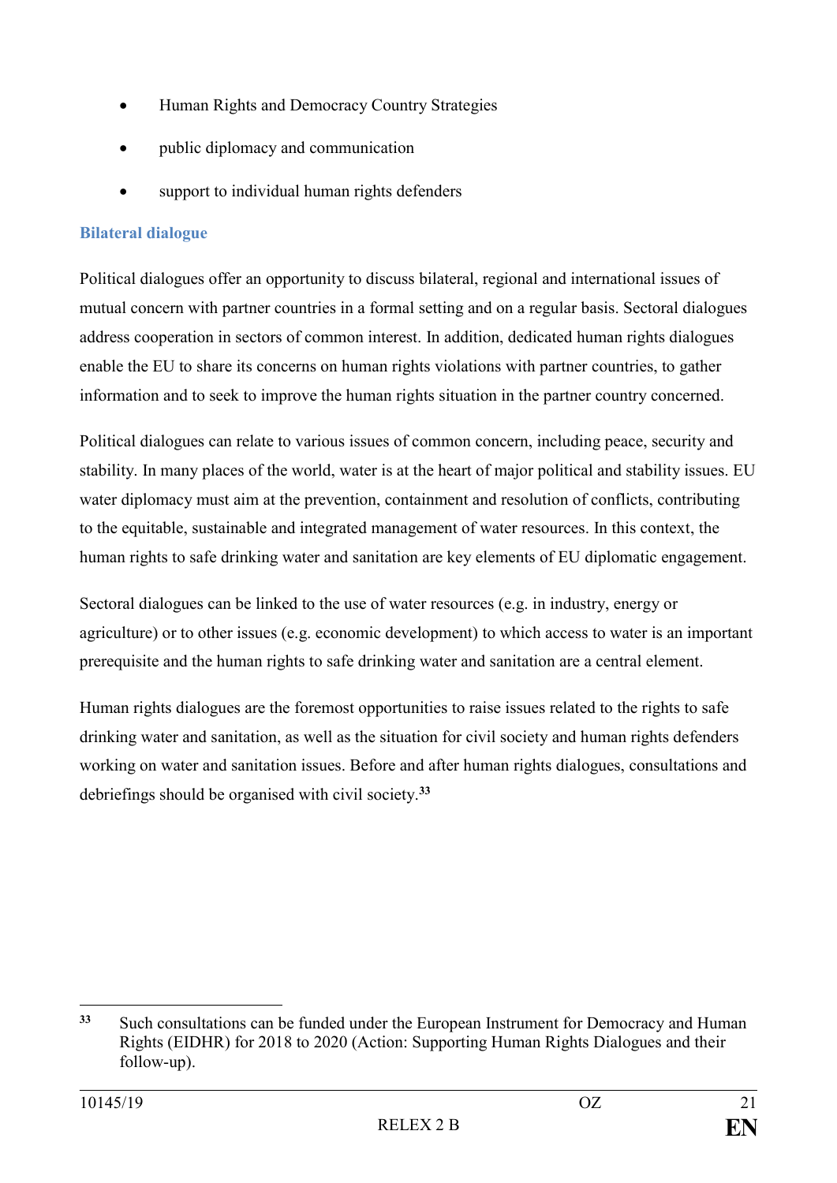- Human Rights and Democracy Country Strategies
- public diplomacy and communication
- support to individual human rights defenders

### Bilateral dialogue

Political dialogues offer an opportunity to discuss bilateral, regional and international issues of mutual concern with partner countries in a formal setting and on a regular basis. Sectoral dialogues address cooperation in sectors of common interest. In addition, dedicated human rights dialogues enable the EU to share its concerns on human rights violations with partner countries, to gather information and to seek to improve the human rights situation in the partner country concerned.

Political dialogues can relate to various issues of common concern, including peace, security and stability. In many places of the world, water is at the heart of major political and stability issues. EU water diplomacy must aim at the prevention, containment and resolution of conflicts, contributing to the equitable, sustainable and integrated management of water resources. In this context, the human rights to safe drinking water and sanitation are key elements of EU diplomatic engagement.

Sectoral dialogues can be linked to the use of water resources (e.g. in industry, energy or agriculture) or to other issues (e.g. economic development) to which access to water is an important prerequisite and the human rights to safe drinking water and sanitation are a central element.

Human rights dialogues are the foremost opportunities to raise issues related to the rights to safe drinking water and sanitation, as well as the situation for civil society and human rights defenders working on water and sanitation issues. Before and after human rights dialogues, consultations and debriefings should be organised with civil society.[33]

---

[33] Such consultations can be funded under the European Instrument for Democracy and Human Rights (EIDHR) for 2018 to 2020 (Action: Supporting Human Rights Dialogues and their follow-up).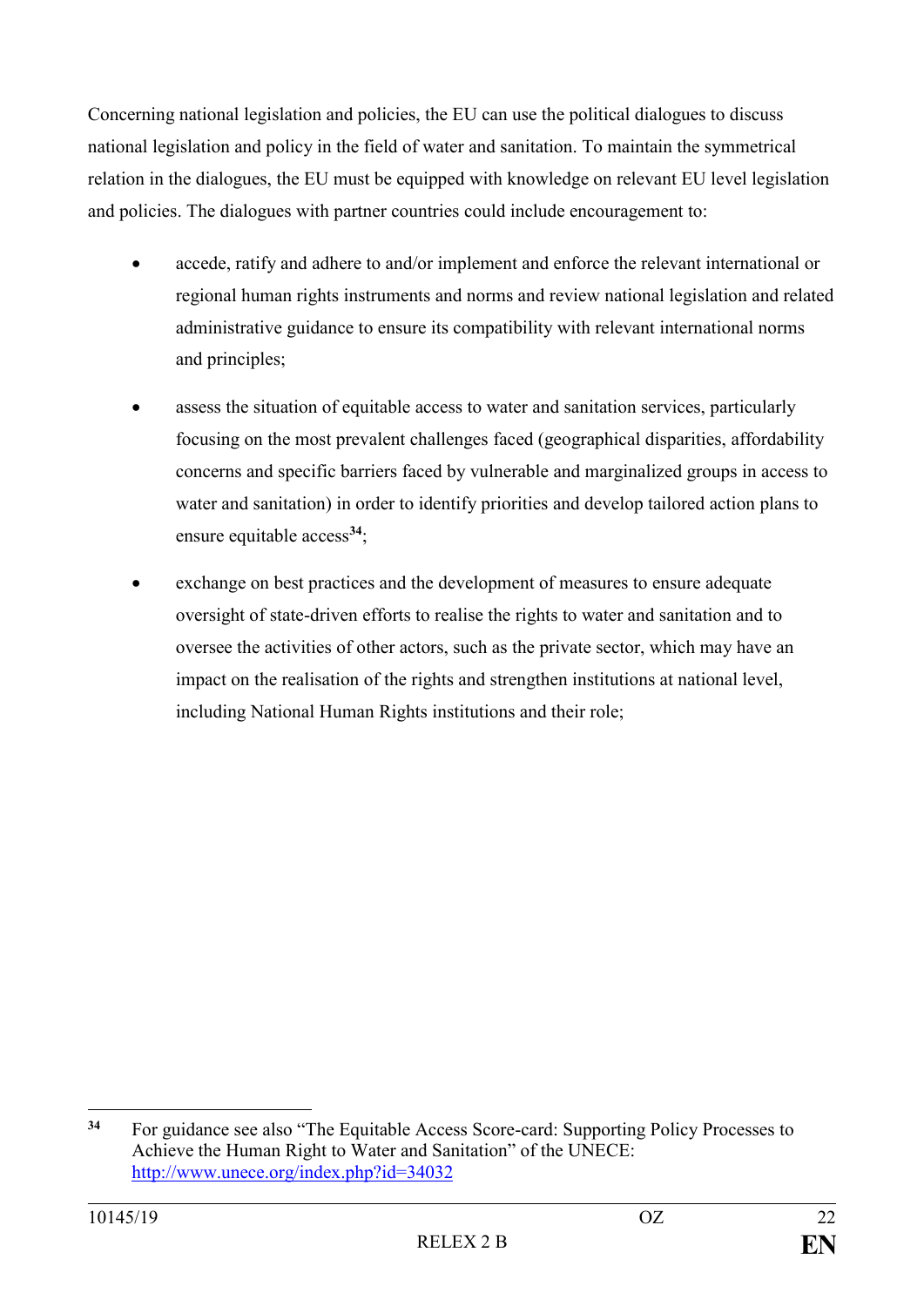Concerning national legislation and policies, the EU can use the political dialogues to discuss national legislation and policy in the field of water and sanitation. To maintain the symmetrical relation in the dialogues, the EU must be equipped with knowledge on relevant EU level legislation and policies. The dialogues with partner countries could include encouragement to:

- accede, ratify and adhere to and/or implement and enforce the relevant international or regional human rights instruments and norms and review national legislation and related administrative guidance to ensure its compatibility with relevant international norms and principles;
- assess the situation of equitable access to water and sanitation services, particularly focusing on the most prevalent challenges faced (geographical disparities, affordability concerns and specific barriers faced by vulnerable and marginalized groups in access to water and sanitation) in order to identify priorities and develop tailored action plans to ensure equitable access[34];
- exchange on best practices and the development of measures to ensure adequate oversight of state-driven efforts to realise the rights to water and sanitation and to oversee the activities of other actors, such as the private sector, which may have an impact on the realisation of the rights and strengthen institutions at national level, including National Human Rights institutions and their role;

---

[34] For guidance see also "The Equitable Access Score-card: Supporting Policy Processes to Achieve the Human Right to Water and Sanitation" of the UNECE: http://www.unece.org/index.php?id=34032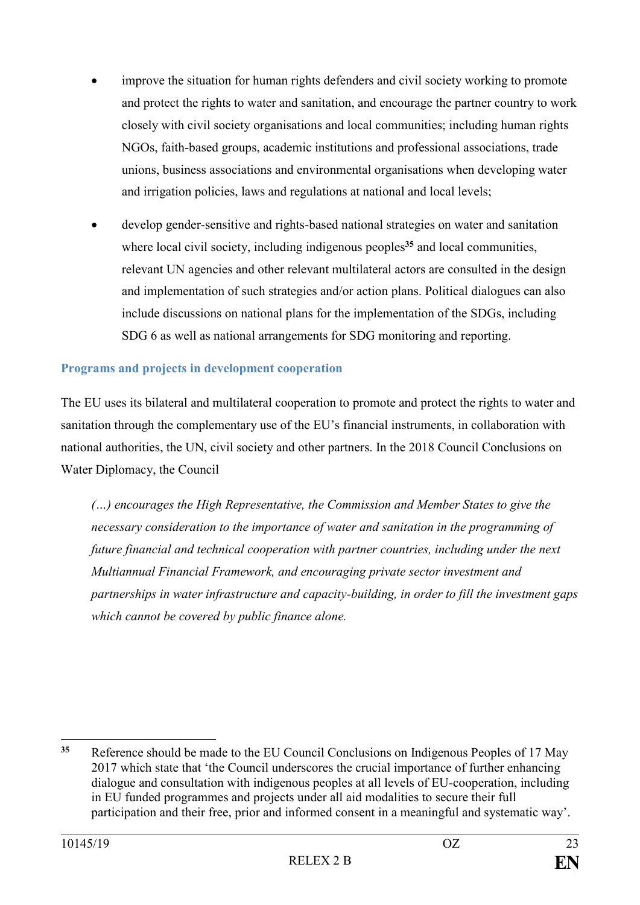- improve the situation for human rights defenders and civil society working to promote and protect the rights to water and sanitation, and encourage the partner country to work closely with civil society organisations and local communities; including human rights NGOs, faith-based groups, academic institutions and professional associations, trade unions, business associations and environmental organisations when developing water and irrigation policies, laws and regulations at national and local levels;
- develop gender-sensitive and rights-based national strategies on water and sanitation where local civil society, including indigenous peoples[35] and local communities, relevant UN agencies and other relevant multilateral actors are consulted in the design and implementation of such strategies and/or action plans. Political dialogues can also include discussions on national plans for the implementation of the SDGs, including SDG 6 as well as national arrangements for SDG monitoring and reporting.

### Programs and projects in development cooperation

The EU uses its bilateral and multilateral cooperation to promote and protect the rights to water and sanitation through the complementary use of the EU's financial instruments, in collaboration with national authorities, the UN, civil society and other partners. In the 2018 Council Conclusions on Water Diplomacy, the Council

> *(…) encourages the High Representative, the Commission and Member States to give the necessary consideration to the importance of water and sanitation in the programming of future financial and technical cooperation with partner countries, including under the next Multiannual Financial Framework, and encouraging private sector investment and partnerships in water infrastructure and capacity-building, in order to fill the investment gaps which cannot be covered by public finance alone.*

---

[35] Reference should be made to the EU Council Conclusions on Indigenous Peoples of 17 May 2017 which state that 'the Council underscores the crucial importance of further enhancing dialogue and consultation with indigenous peoples at all levels of EU-cooperation, including in EU funded programmes and projects under all aid modalities to secure their full participation and their free, prior and informed consent in a meaningful and systematic way'.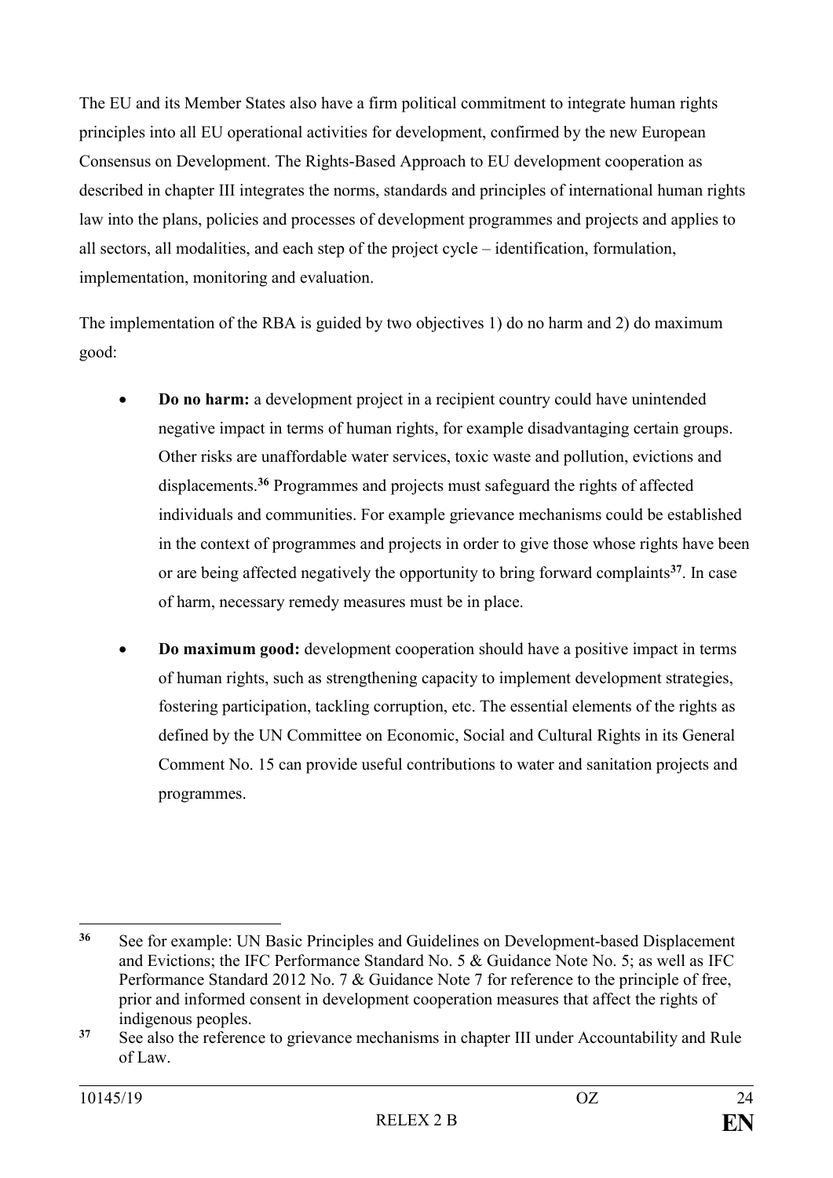The EU and its Member States also have a firm political commitment to integrate human rights principles into all EU operational activities for development, confirmed by the new European Consensus on Development. The Rights-Based Approach to EU development cooperation as described in chapter III integrates the norms, standards and principles of international human rights law into the plans, policies and processes of development programmes and projects and applies to all sectors, all modalities, and each step of the project cycle – identification, formulation, implementation, monitoring and evaluation.

The implementation of the RBA is guided by two objectives 1) do no harm and 2) do maximum good:

- **Do no harm:** a development project in a recipient country could have unintended negative impact in terms of human rights, for example disadvantaging certain groups. Other risks are unaffordable water services, toxic waste and pollution, evictions and displacements.[36] Programmes and projects must safeguard the rights of affected individuals and communities. For example grievance mechanisms could be established in the context of programmes and projects in order to give those whose rights have been or are being affected negatively the opportunity to bring forward complaints[37]. In case of harm, necessary remedy measures must be in place.

- **Do maximum good:** development cooperation should have a positive impact in terms of human rights, such as strengthening capacity to implement development strategies, fostering participation, tackling corruption, etc. The essential elements of the rights as defined by the UN Committee on Economic, Social and Cultural Rights in its General Comment No. 15 can provide useful contributions to water and sanitation projects and programmes.

---

[36] See for example: UN Basic Principles and Guidelines on Development-based Displacement and Evictions; the IFC Performance Standard No. 5 & Guidance Note No. 5; as well as IFC Performance Standard 2012 No. 7 & Guidance Note 7 for reference to the principle of free, prior and informed consent in development cooperation measures that affect the rights of indigenous peoples.

[37] See also the reference to grievance mechanisms in chapter III under Accountability and Rule of Law.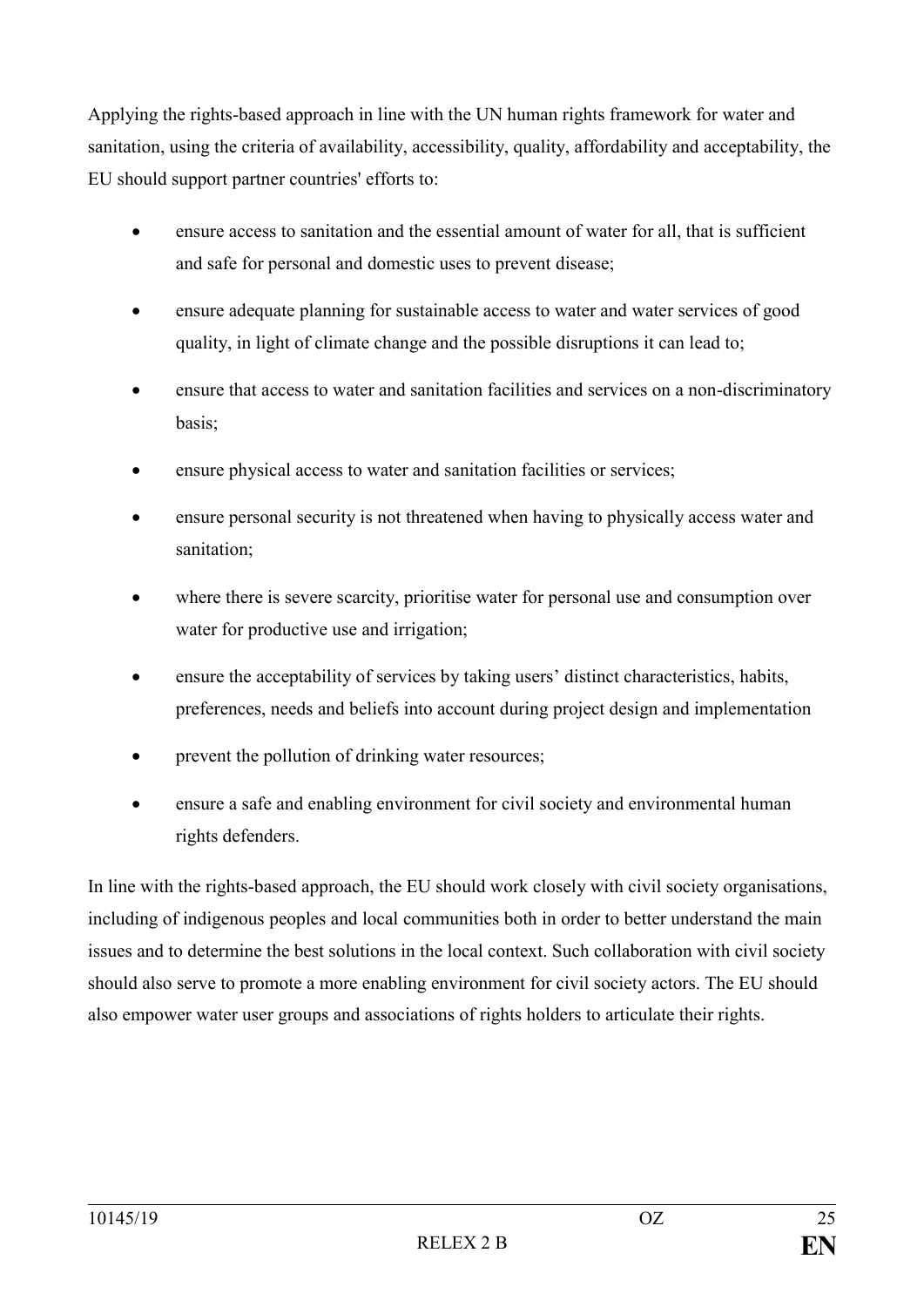Applying the rights-based approach in line with the UN human rights framework for water and sanitation, using the criteria of availability, accessibility, quality, affordability and acceptability, the EU should support partner countries' efforts to:

- ensure access to sanitation and the essential amount of water for all, that is sufficient and safe for personal and domestic uses to prevent disease;
- ensure adequate planning for sustainable access to water and water services of good quality, in light of climate change and the possible disruptions it can lead to;
- ensure that access to water and sanitation facilities and services on a non-discriminatory basis;
- ensure physical access to water and sanitation facilities or services;
- ensure personal security is not threatened when having to physically access water and sanitation;
- where there is severe scarcity, prioritise water for personal use and consumption over water for productive use and irrigation;
- ensure the acceptability of services by taking users' distinct characteristics, habits, preferences, needs and beliefs into account during project design and implementation
- prevent the pollution of drinking water resources;
- ensure a safe and enabling environment for civil society and environmental human rights defenders.

In line with the rights-based approach, the EU should work closely with civil society organisations, including of indigenous peoples and local communities both in order to better understand the main issues and to determine the best solutions in the local context. Such collaboration with civil society should also serve to promote a more enabling environment for civil society actors. The EU should also empower water user groups and associations of rights holders to articulate their rights.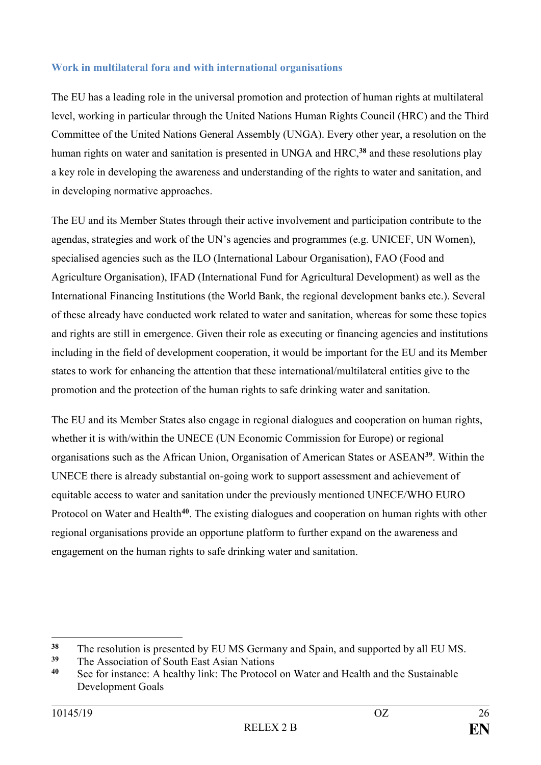### Work in multilateral fora and with international organisations

The EU has a leading role in the universal promotion and protection of human rights at multilateral level, working in particular through the United Nations Human Rights Council (HRC) and the Third Committee of the United Nations General Assembly (UNGA). Every other year, a resolution on the human rights on water and sanitation is presented in UNGA and HRC,[38] and these resolutions play a key role in developing the awareness and understanding of the rights to water and sanitation, and in developing normative approaches.

The EU and its Member States through their active involvement and participation contribute to the agendas, strategies and work of the UN's agencies and programmes (e.g. UNICEF, UN Women), specialised agencies such as the ILO (International Labour Organisation), FAO (Food and Agriculture Organisation), IFAD (International Fund for Agricultural Development) as well as the International Financing Institutions (the World Bank, the regional development banks etc.). Several of these already have conducted work related to water and sanitation, whereas for some these topics and rights are still in emergence. Given their role as executing or financing agencies and institutions including in the field of development cooperation, it would be important for the EU and its Member states to work for enhancing the attention that these international/multilateral entities give to the promotion and the protection of the human rights to safe drinking water and sanitation.

The EU and its Member States also engage in regional dialogues and cooperation on human rights, whether it is with/within the UNECE (UN Economic Commission for Europe) or regional organisations such as the African Union, Organisation of American States or ASEAN[39]. Within the UNECE there is already substantial on-going work to support assessment and achievement of equitable access to water and sanitation under the previously mentioned UNECE/WHO EURO Protocol on Water and Health[40]. The existing dialogues and cooperation on human rights with other regional organisations provide an opportune platform to further expand on the awareness and engagement on the human rights to safe drinking water and sanitation.

---

[38] The resolution is presented by EU MS Germany and Spain, and supported by all EU MS.

[39] The Association of South East Asian Nations

[40] See for instance: A healthy link: The Protocol on Water and Health and the Sustainable Development Goals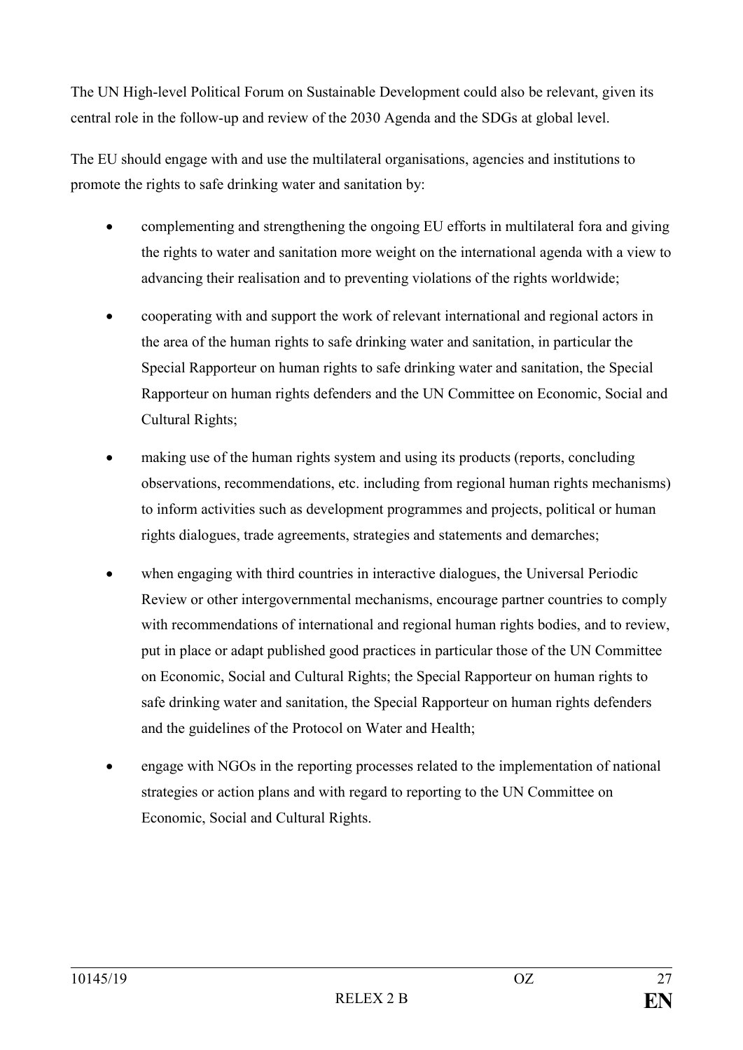The UN High-level Political Forum on Sustainable Development could also be relevant, given its central role in the follow-up and review of the 2030 Agenda and the SDGs at global level.

The EU should engage with and use the multilateral organisations, agencies and institutions to promote the rights to safe drinking water and sanitation by:

- complementing and strengthening the ongoing EU efforts in multilateral fora and giving the rights to water and sanitation more weight on the international agenda with a view to advancing their realisation and to preventing violations of the rights worldwide;
- cooperating with and support the work of relevant international and regional actors in the area of the human rights to safe drinking water and sanitation, in particular the Special Rapporteur on human rights to safe drinking water and sanitation, the Special Rapporteur on human rights defenders and the UN Committee on Economic, Social and Cultural Rights;
- making use of the human rights system and using its products (reports, concluding observations, recommendations, etc. including from regional human rights mechanisms) to inform activities such as development programmes and projects, political or human rights dialogues, trade agreements, strategies and statements and demarches;
- when engaging with third countries in interactive dialogues, the Universal Periodic Review or other intergovernmental mechanisms, encourage partner countries to comply with recommendations of international and regional human rights bodies, and to review, put in place or adapt published good practices in particular those of the UN Committee on Economic, Social and Cultural Rights; the Special Rapporteur on human rights to safe drinking water and sanitation, the Special Rapporteur on human rights defenders and the guidelines of the Protocol on Water and Health;
- engage with NGOs in the reporting processes related to the implementation of national strategies or action plans and with regard to reporting to the UN Committee on Economic, Social and Cultural Rights.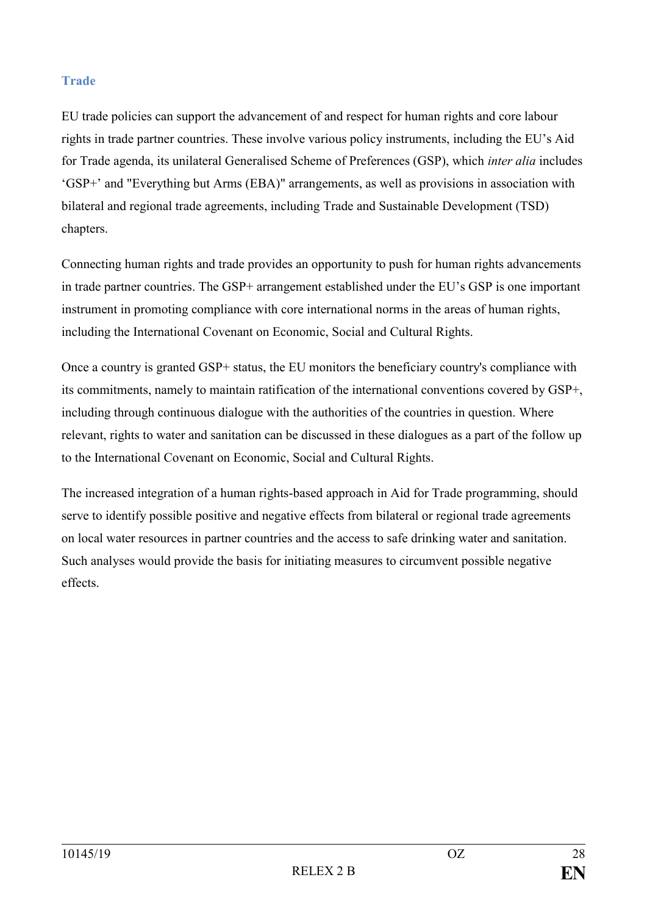## Trade

EU trade policies can support the advancement of and respect for human rights and core labour rights in trade partner countries. These involve various policy instruments, including the EU's Aid for Trade agenda, its unilateral Generalised Scheme of Preferences (GSP), which *inter alia* includes 'GSP+' and "Everything but Arms (EBA)" arrangements, as well as provisions in association with bilateral and regional trade agreements, including Trade and Sustainable Development (TSD) chapters.

Connecting human rights and trade provides an opportunity to push for human rights advancements in trade partner countries. The GSP+ arrangement established under the EU's GSP is one important instrument in promoting compliance with core international norms in the areas of human rights, including the International Covenant on Economic, Social and Cultural Rights.

Once a country is granted GSP+ status, the EU monitors the beneficiary country's compliance with its commitments, namely to maintain ratification of the international conventions covered by GSP+, including through continuous dialogue with the authorities of the countries in question. Where relevant, rights to water and sanitation can be discussed in these dialogues as a part of the follow up to the International Covenant on Economic, Social and Cultural Rights.

The increased integration of a human rights-based approach in Aid for Trade programming, should serve to identify possible positive and negative effects from bilateral or regional trade agreements on local water resources in partner countries and the access to safe drinking water and sanitation. Such analyses would provide the basis for initiating measures to circumvent possible negative effects.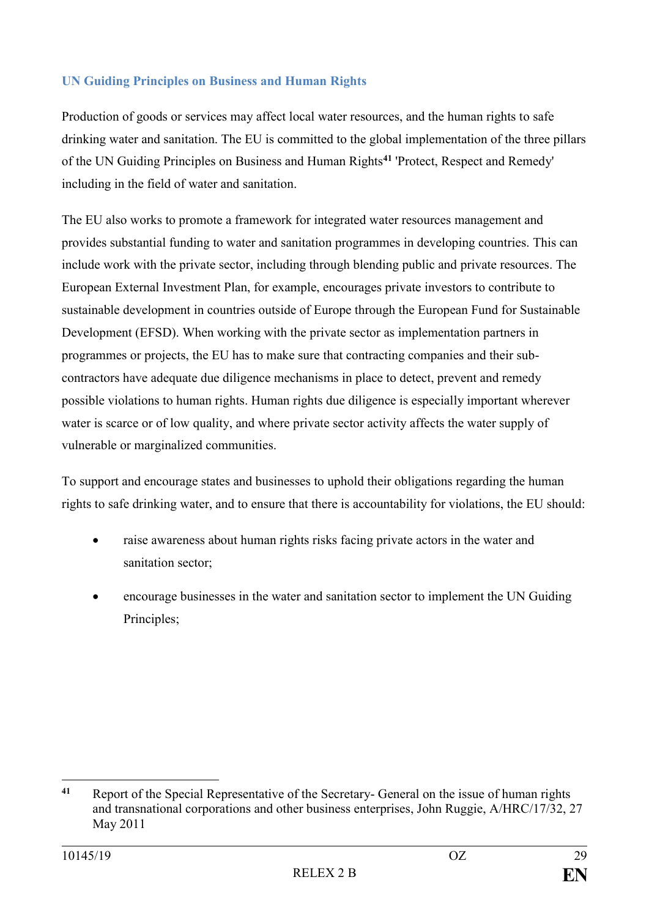### UN Guiding Principles on Business and Human Rights

Production of goods or services may affect local water resources, and the human rights to safe drinking water and sanitation. The EU is committed to the global implementation of the three pillars of the UN Guiding Principles on Business and Human Rights[41] 'Protect, Respect and Remedy' including in the field of water and sanitation.

The EU also works to promote a framework for integrated water resources management and provides substantial funding to water and sanitation programmes in developing countries. This can include work with the private sector, including through blending public and private resources. The European External Investment Plan, for example, encourages private investors to contribute to sustainable development in countries outside of Europe through the European Fund for Sustainable Development (EFSD). When working with the private sector as implementation partners in programmes or projects, the EU has to make sure that contracting companies and their sub-contractors have adequate due diligence mechanisms in place to detect, prevent and remedy possible violations to human rights. Human rights due diligence is especially important wherever water is scarce or of low quality, and where private sector activity affects the water supply of vulnerable or marginalized communities.

To support and encourage states and businesses to uphold their obligations regarding the human rights to safe drinking water, and to ensure that there is accountability for violations, the EU should:

- raise awareness about human rights risks facing private actors in the water and sanitation sector;
- encourage businesses in the water and sanitation sector to implement the UN Guiding Principles;

---

[41] Report of the Special Representative of the Secretary- General on the issue of human rights and transnational corporations and other business enterprises, John Ruggie, A/HRC/17/32, 27 May 2011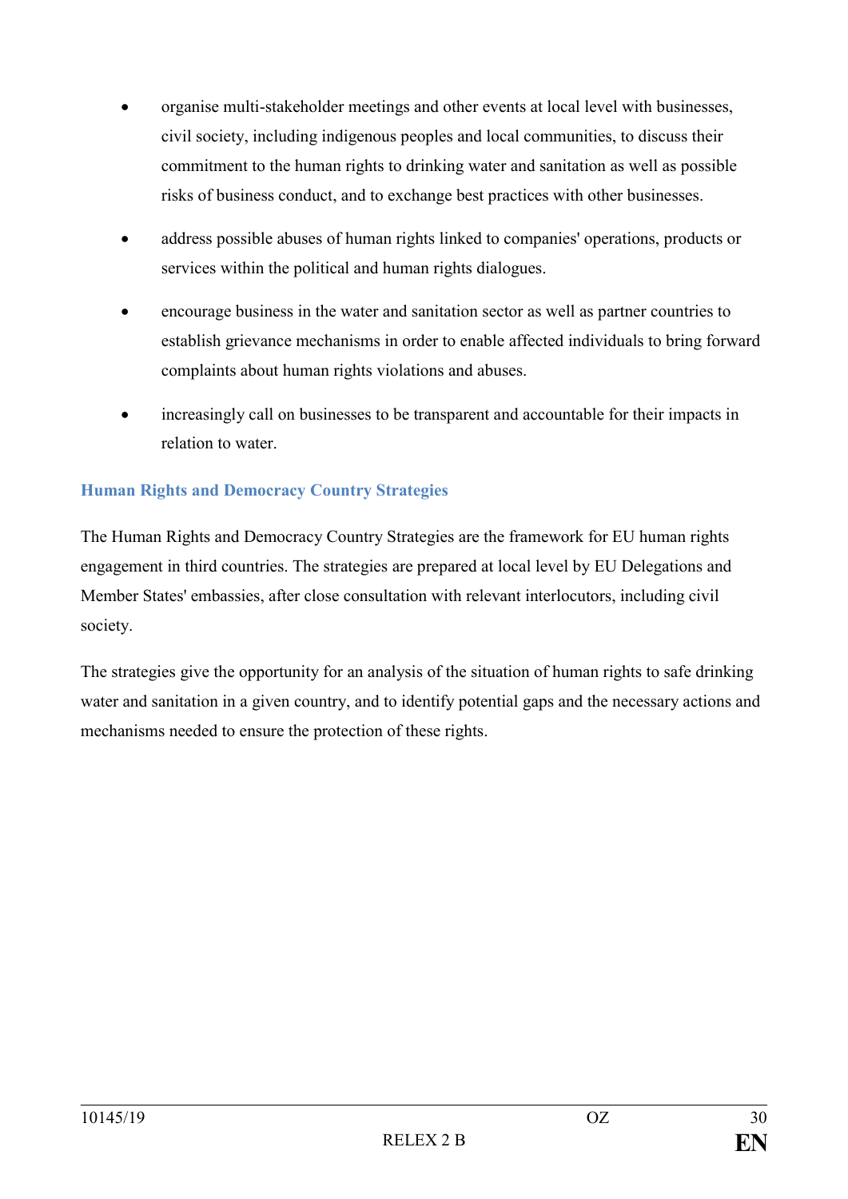- organise multi-stakeholder meetings and other events at local level with businesses, civil society, including indigenous peoples and local communities, to discuss their commitment to the human rights to drinking water and sanitation as well as possible risks of business conduct, and to exchange best practices with other businesses.
- address possible abuses of human rights linked to companies' operations, products or services within the political and human rights dialogues.
- encourage business in the water and sanitation sector as well as partner countries to establish grievance mechanisms in order to enable affected individuals to bring forward complaints about human rights violations and abuses.
- increasingly call on businesses to be transparent and accountable for their impacts in relation to water.

### Human Rights and Democracy Country Strategies

The Human Rights and Democracy Country Strategies are the framework for EU human rights engagement in third countries. The strategies are prepared at local level by EU Delegations and Member States' embassies, after close consultation with relevant interlocutors, including civil society.

The strategies give the opportunity for an analysis of the situation of human rights to safe drinking water and sanitation in a given country, and to identify potential gaps and the necessary actions and mechanisms needed to ensure the protection of these rights.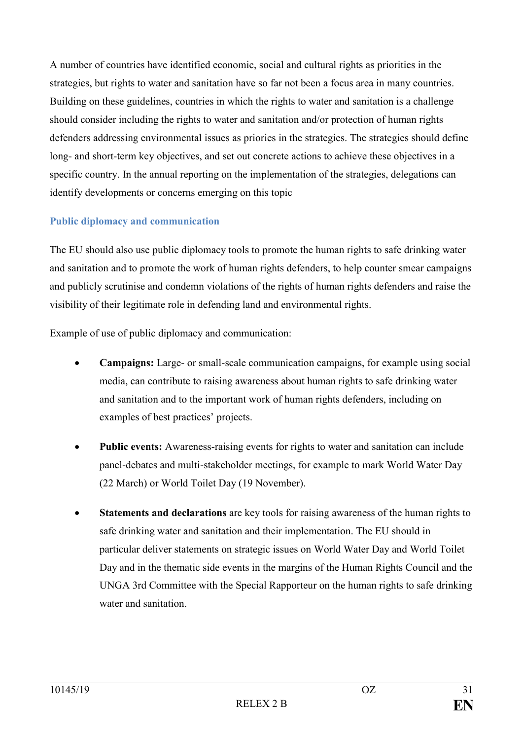A number of countries have identified economic, social and cultural rights as priorities in the strategies, but rights to water and sanitation have so far not been a focus area in many countries. Building on these guidelines, countries in which the rights to water and sanitation is a challenge should consider including the rights to water and sanitation and/or protection of human rights defenders addressing environmental issues as priories in the strategies. The strategies should define long- and short-term key objectives, and set out concrete actions to achieve these objectives in a specific country. In the annual reporting on the implementation of the strategies, delegations can identify developments or concerns emerging on this topic

### Public diplomacy and communication

The EU should also use public diplomacy tools to promote the human rights to safe drinking water and sanitation and to promote the work of human rights defenders, to help counter smear campaigns and publicly scrutinise and condemn violations of the rights of human rights defenders and raise the visibility of their legitimate role in defending land and environmental rights.

Example of use of public diplomacy and communication:

- **Campaigns:** Large- or small-scale communication campaigns, for example using social media, can contribute to raising awareness about human rights to safe drinking water and sanitation and to the important work of human rights defenders, including on examples of best practices' projects.
- **Public events:** Awareness-raising events for rights to water and sanitation can include panel-debates and multi-stakeholder meetings, for example to mark World Water Day (22 March) or World Toilet Day (19 November).
- **Statements and declarations** are key tools for raising awareness of the human rights to safe drinking water and sanitation and their implementation. The EU should in particular deliver statements on strategic issues on World Water Day and World Toilet Day and in the thematic side events in the margins of the Human Rights Council and the UNGA 3rd Committee with the Special Rapporteur on the human rights to safe drinking water and sanitation.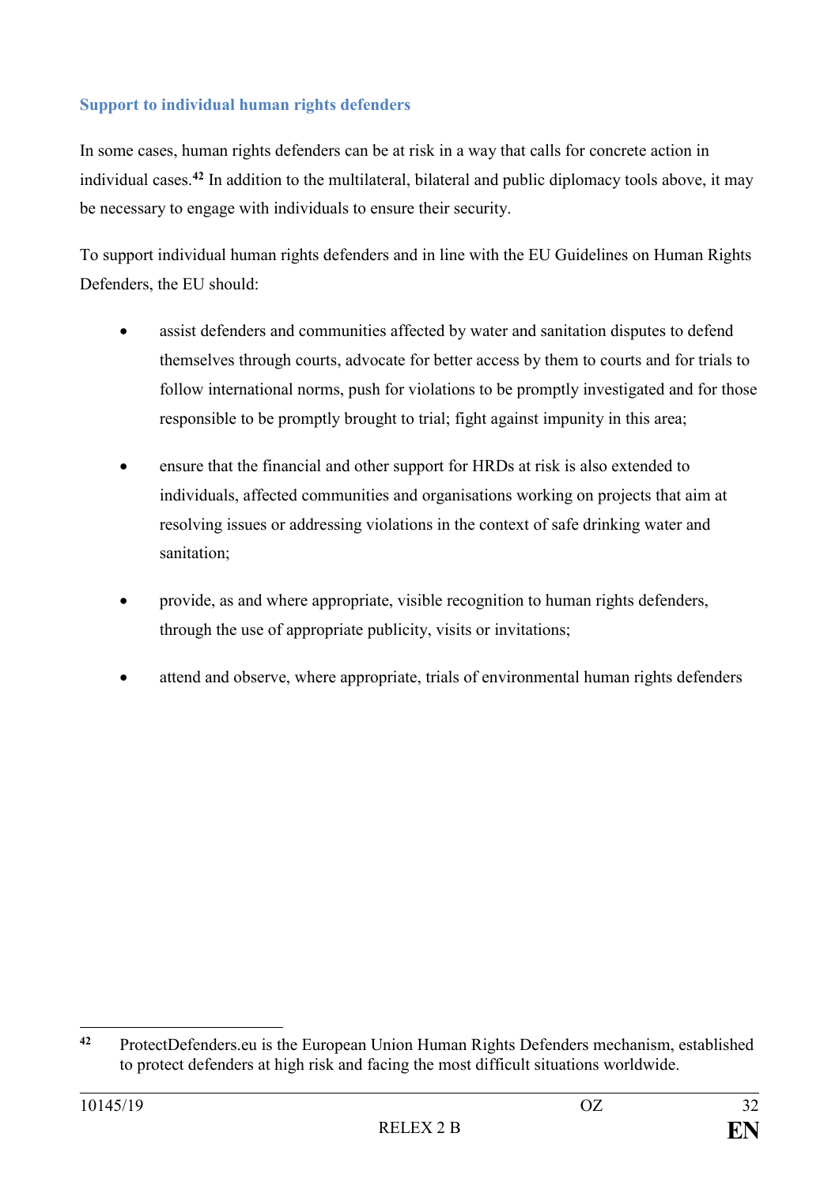### Support to individual human rights defenders

In some cases, human rights defenders can be at risk in a way that calls for concrete action in individual cases.[42] In addition to the multilateral, bilateral and public diplomacy tools above, it may be necessary to engage with individuals to ensure their security.

To support individual human rights defenders and in line with the EU Guidelines on Human Rights Defenders, the EU should:

- assist defenders and communities affected by water and sanitation disputes to defend themselves through courts, advocate for better access by them to courts and for trials to follow international norms, push for violations to be promptly investigated and for those responsible to be promptly brought to trial; fight against impunity in this area;
- ensure that the financial and other support for HRDs at risk is also extended to individuals, affected communities and organisations working on projects that aim at resolving issues or addressing violations in the context of safe drinking water and sanitation;
- provide, as and where appropriate, visible recognition to human rights defenders, through the use of appropriate publicity, visits or invitations;
- attend and observe, where appropriate, trials of environmental human rights defenders

[42] ProtectDefenders.eu is the European Union Human Rights Defenders mechanism, established to protect defenders at high risk and facing the most difficult situations worldwide.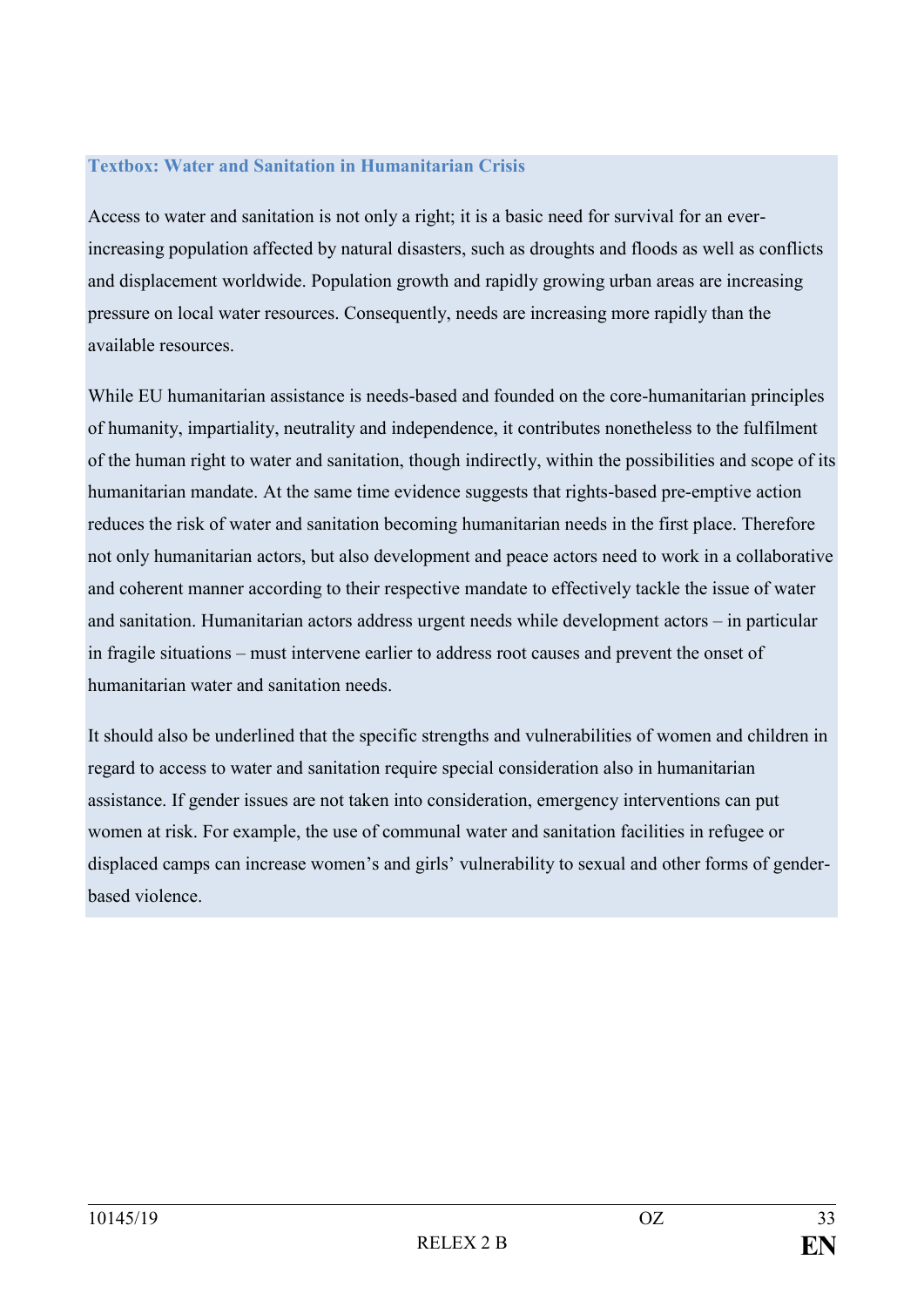**Textbox: Water and Sanitation in Humanitarian Crisis**

Access to water and sanitation is not only a right; it is a basic need for survival for an ever-increasing population affected by natural disasters, such as droughts and floods as well as conflicts and displacement worldwide. Population growth and rapidly growing urban areas are increasing pressure on local water resources. Consequently, needs are increasing more rapidly than the available resources.

While EU humanitarian assistance is needs-based and founded on the core-humanitarian principles of humanity, impartiality, neutrality and independence, it contributes nonetheless to the fulfilment of the human right to water and sanitation, though indirectly, within the possibilities and scope of its humanitarian mandate. At the same time evidence suggests that rights-based pre-emptive action reduces the risk of water and sanitation becoming humanitarian needs in the first place. Therefore not only humanitarian actors, but also development and peace actors need to work in a collaborative and coherent manner according to their respective mandate to effectively tackle the issue of water and sanitation. Humanitarian actors address urgent needs while development actors – in particular in fragile situations – must intervene earlier to address root causes and prevent the onset of humanitarian water and sanitation needs.

It should also be underlined that the specific strengths and vulnerabilities of women and children in regard to access to water and sanitation require special consideration also in humanitarian assistance. If gender issues are not taken into consideration, emergency interventions can put women at risk. For example, the use of communal water and sanitation facilities in refugee or displaced camps can increase women's and girls' vulnerability to sexual and other forms of gender-based violence.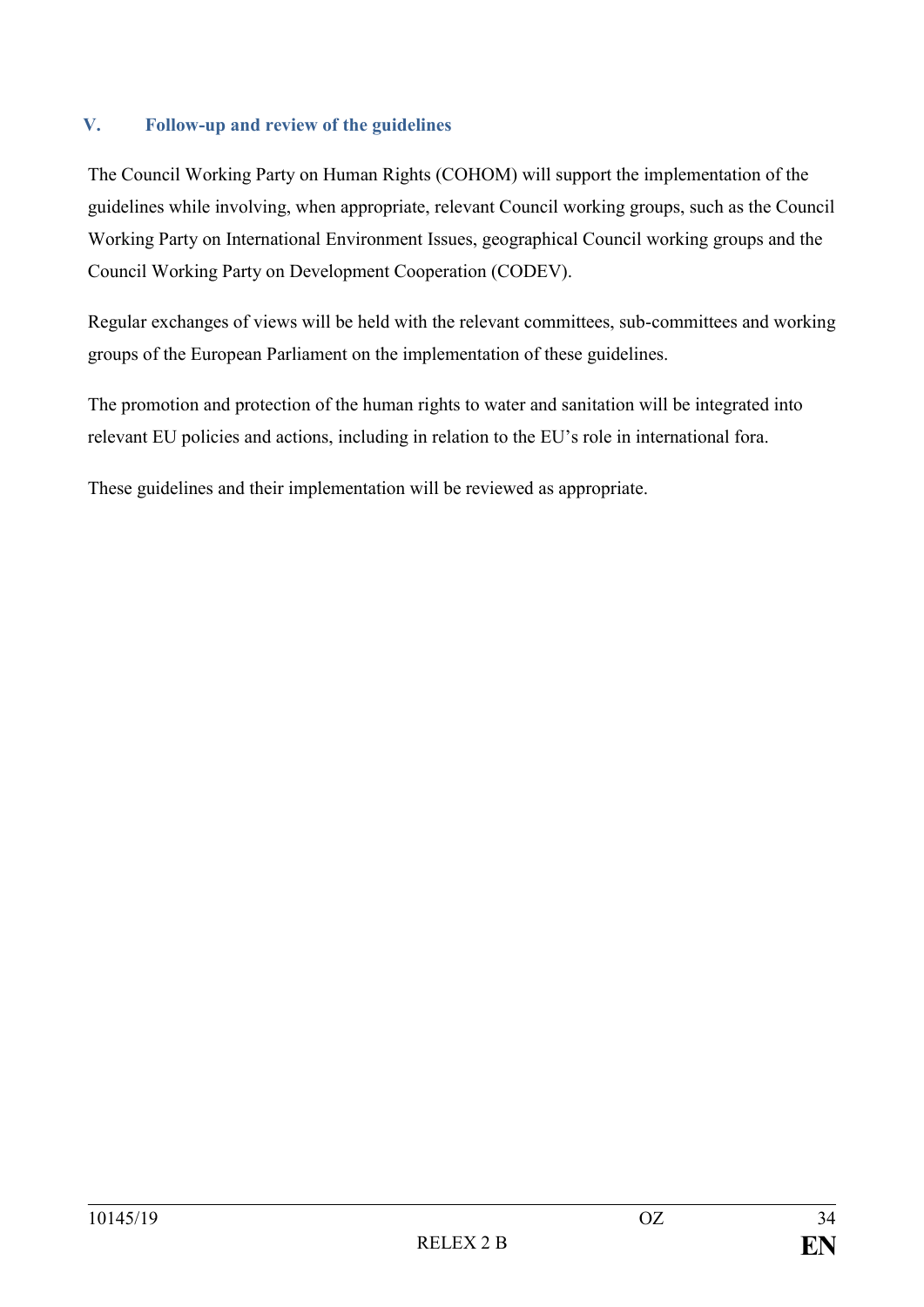## V. Follow-up and review of the guidelines

The Council Working Party on Human Rights (COHOM) will support the implementation of the guidelines while involving, when appropriate, relevant Council working groups, such as the Council Working Party on International Environment Issues, geographical Council working groups and the Council Working Party on Development Cooperation (CODEV).

Regular exchanges of views will be held with the relevant committees, sub-committees and working groups of the European Parliament on the implementation of these guidelines.

The promotion and protection of the human rights to water and sanitation will be integrated into relevant EU policies and actions, including in relation to the EU's role in international fora.

These guidelines and their implementation will be reviewed as appropriate.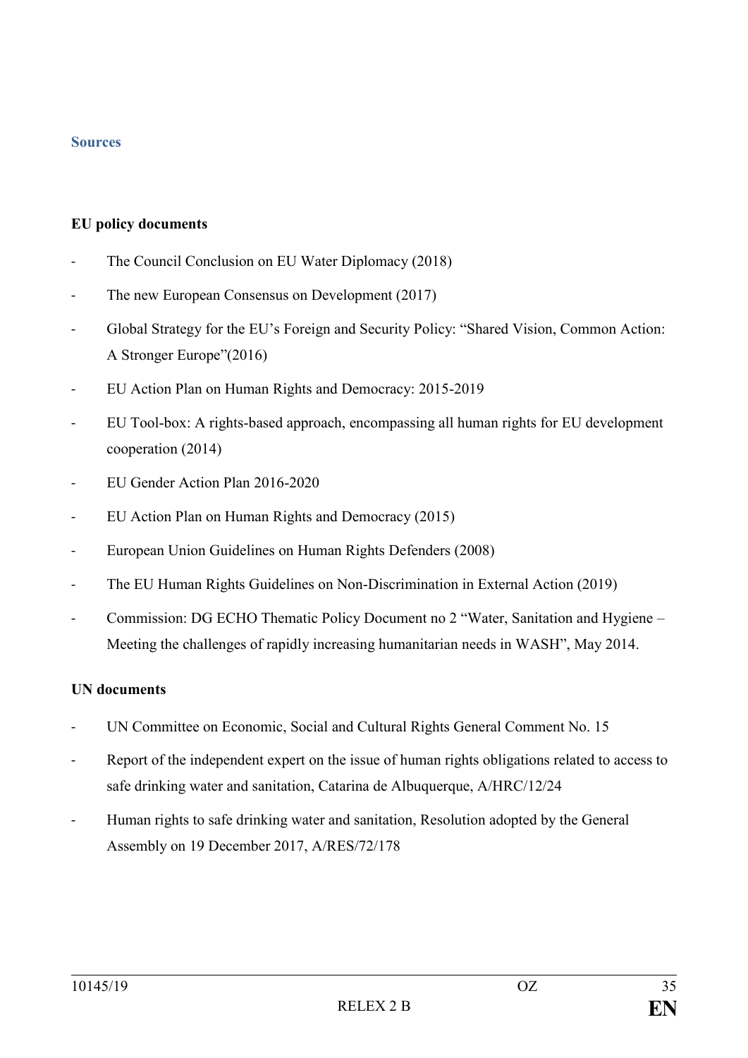## Sources

**EU policy documents**

- The Council Conclusion on EU Water Diplomacy (2018)
- The new European Consensus on Development (2017)
- Global Strategy for the EU's Foreign and Security Policy: "Shared Vision, Common Action: A Stronger Europe"(2016)
- EU Action Plan on Human Rights and Democracy: 2015-2019
- EU Tool-box: A rights-based approach, encompassing all human rights for EU development cooperation (2014)
- EU Gender Action Plan 2016-2020
- EU Action Plan on Human Rights and Democracy (2015)
- European Union Guidelines on Human Rights Defenders (2008)
- The EU Human Rights Guidelines on Non-Discrimination in External Action (2019)
- Commission: DG ECHO Thematic Policy Document no 2 "Water, Sanitation and Hygiene – Meeting the challenges of rapidly increasing humanitarian needs in WASH", May 2014.

**UN documents**

- UN Committee on Economic, Social and Cultural Rights General Comment No. 15
- Report of the independent expert on the issue of human rights obligations related to access to safe drinking water and sanitation, Catarina de Albuquerque, A/HRC/12/24
- Human rights to safe drinking water and sanitation, Resolution adopted by the General Assembly on 19 December 2017, A/RES/72/178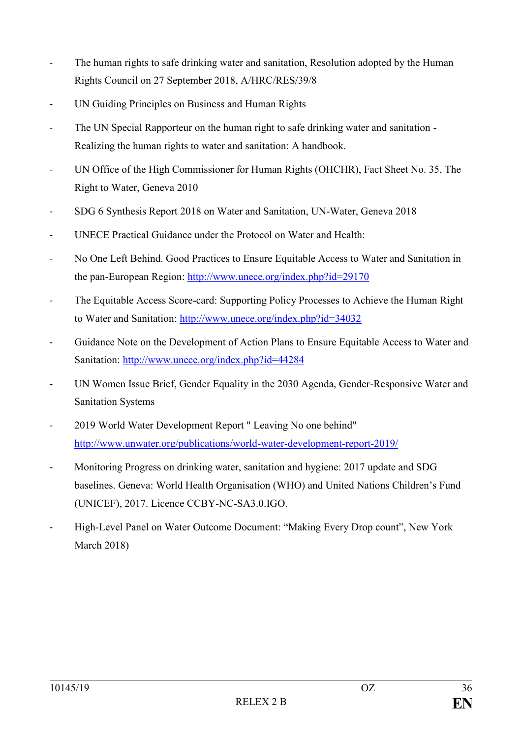- The human rights to safe drinking water and sanitation, Resolution adopted by the Human Rights Council on 27 September 2018, A/HRC/RES/39/8
- UN Guiding Principles on Business and Human Rights
- The UN Special Rapporteur on the human right to safe drinking water and sanitation - Realizing the human rights to water and sanitation: A handbook.
- UN Office of the High Commissioner for Human Rights (OHCHR), Fact Sheet No. 35, The Right to Water, Geneva 2010
- SDG 6 Synthesis Report 2018 on Water and Sanitation, UN-Water, Geneva 2018
- UNECE Practical Guidance under the Protocol on Water and Health:
- No One Left Behind. Good Practices to Ensure Equitable Access to Water and Sanitation in the pan-European Region: http://www.unece.org/index.php?id=29170
- The Equitable Access Score-card: Supporting Policy Processes to Achieve the Human Right to Water and Sanitation: http://www.unece.org/index.php?id=34032
- Guidance Note on the Development of Action Plans to Ensure Equitable Access to Water and Sanitation: http://www.unece.org/index.php?id=44284
- UN Women Issue Brief, Gender Equality in the 2030 Agenda, Gender-Responsive Water and Sanitation Systems
- 2019 World Water Development Report " Leaving No one behind" http://www.unwater.org/publications/world-water-development-report-2019/
- Monitoring Progress on drinking water, sanitation and hygiene: 2017 update and SDG baselines. Geneva: World Health Organisation (WHO) and United Nations Children's Fund (UNICEF), 2017. Licence CCBY-NC-SA3.0.IGO.
- High-Level Panel on Water Outcome Document: "Making Every Drop count", New York March 2018)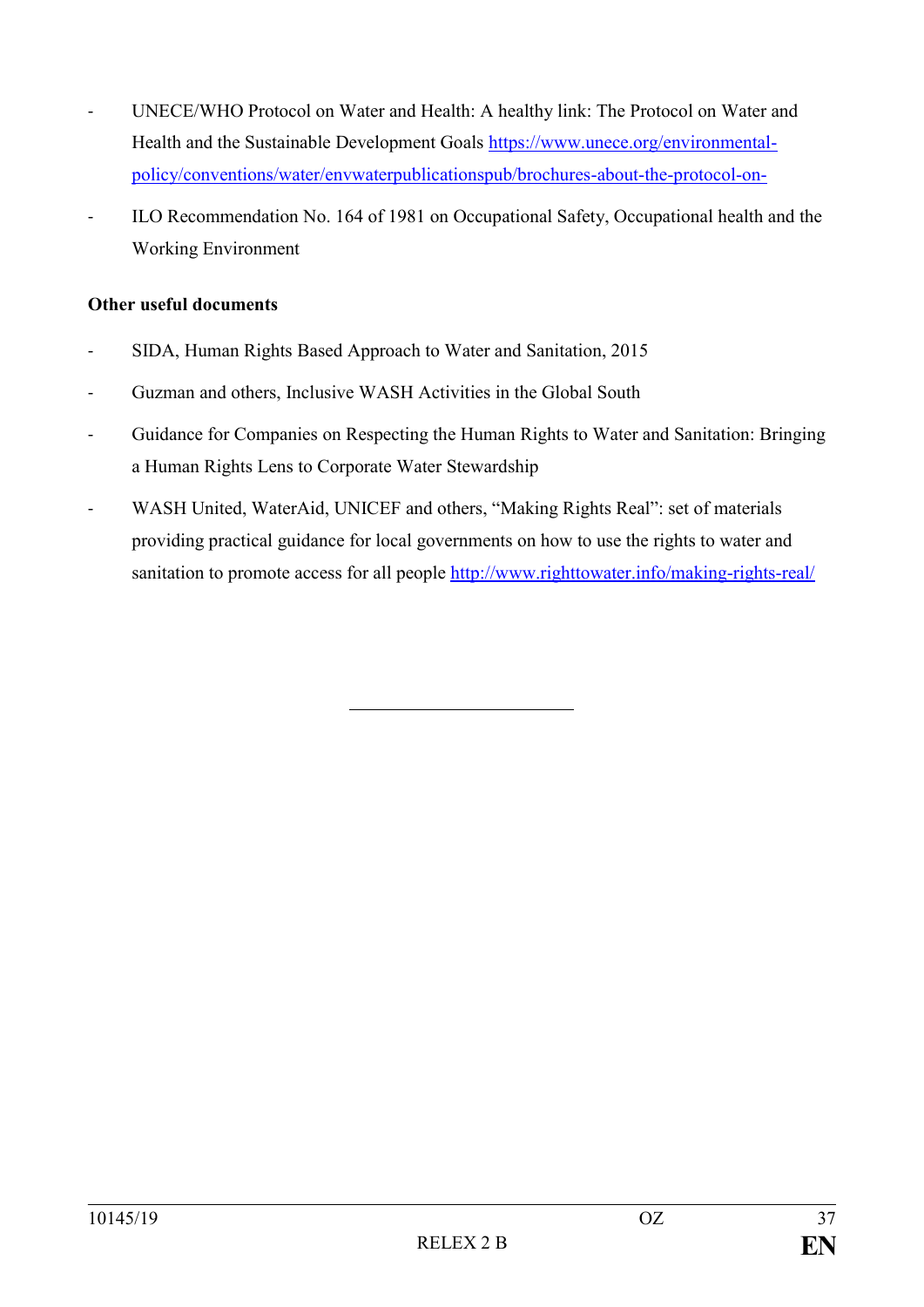- UNECE/WHO Protocol on Water and Health: A healthy link: The Protocol on Water and Health and the Sustainable Development Goals https://www.unece.org/environmental-policy/conventions/water/envwaterpublicationspub/brochures-about-the-protocol-on-

- ILO Recommendation No. 164 of 1981 on Occupational Safety, Occupational health and the Working Environment

**Other useful documents**

- SIDA, Human Rights Based Approach to Water and Sanitation, 2015

- Guzman and others, Inclusive WASH Activities in the Global South

- Guidance for Companies on Respecting the Human Rights to Water and Sanitation: Bringing a Human Rights Lens to Corporate Water Stewardship

- WASH United, WaterAid, UNICEF and others, "Making Rights Real": set of materials providing practical guidance for local governments on how to use the rights to water and sanitation to promote access for all people http://www.righttowater.info/making-rights-real/